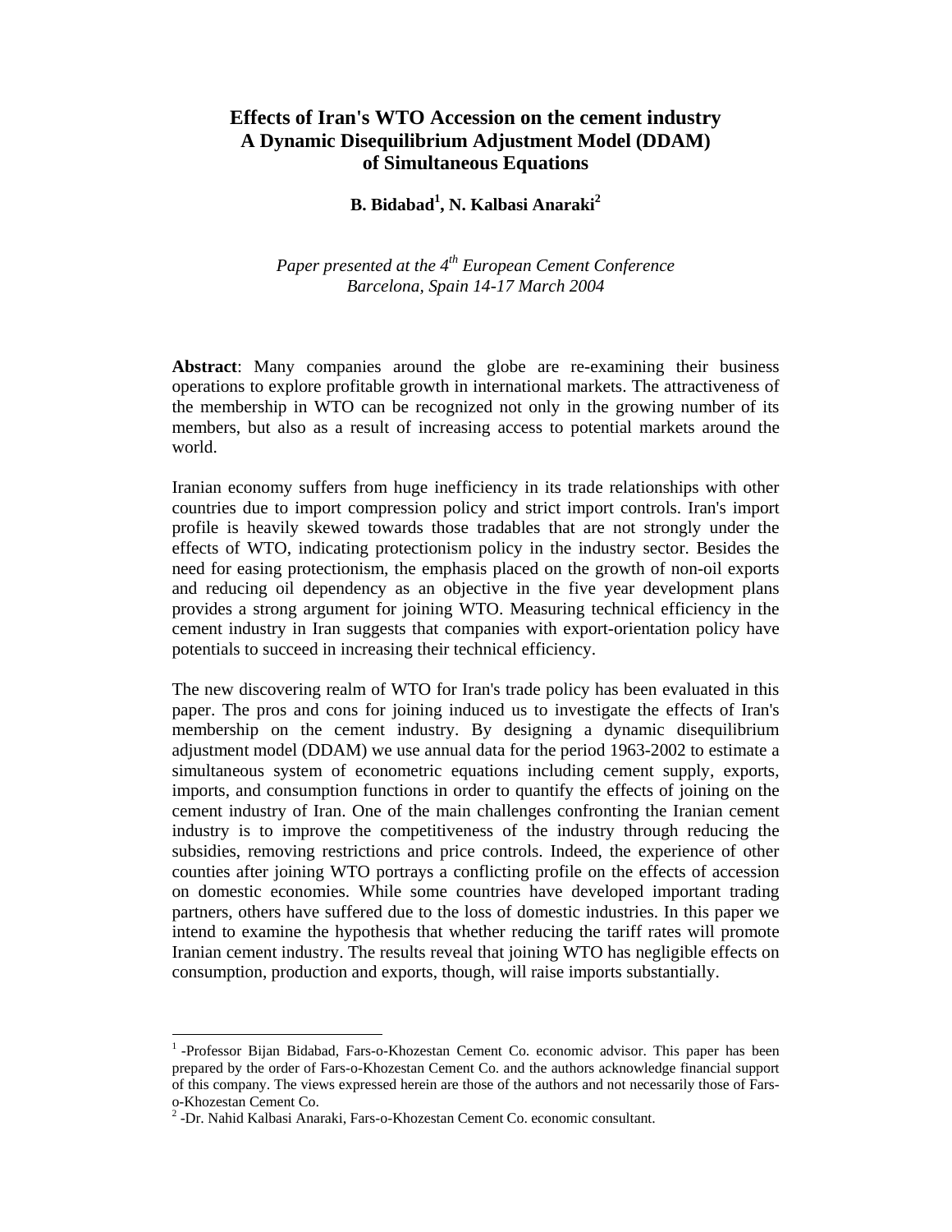# Effects of Iran's WTO Accession on the cement industry
## A Dynamic Disequilibrium Adjustment Model (DDAM) of Simultaneous Equations

**B. Bidabad[1], N. Kalbasi Anaraki[2]**

*Paper presented at the 4th European Cement Conference*
*Barcelona, Spain 14-17 March 2004*

**Abstract**: Many companies around the globe are re-examining their business operations to explore profitable growth in international markets. The attractiveness of the membership in WTO can be recognized not only in the growing number of its members, but also as a result of increasing access to potential markets around the world.

Iranian economy suffers from huge inefficiency in its trade relationships with other countries due to import compression policy and strict import controls. Iran's import profile is heavily skewed towards those tradables that are not strongly under the effects of WTO, indicating protectionism policy in the industry sector. Besides the need for easing protectionism, the emphasis placed on the growth of non-oil exports and reducing oil dependency as an objective in the five year development plans provides a strong argument for joining WTO. Measuring technical efficiency in the cement industry in Iran suggests that companies with export-orientation policy have potentials to succeed in increasing their technical efficiency.

The new discovering realm of WTO for Iran's trade policy has been evaluated in this paper. The pros and cons for joining induced us to investigate the effects of Iran's membership on the cement industry. By designing a dynamic disequilibrium adjustment model (DDAM) we use annual data for the period 1963-2002 to estimate a simultaneous system of econometric equations including cement supply, exports, imports, and consumption functions in order to quantify the effects of joining on the cement industry of Iran. One of the main challenges confronting the Iranian cement industry is to improve the competitiveness of the industry through reducing the subsidies, removing restrictions and price controls. Indeed, the experience of other counties after joining WTO portrays a conflicting profile on the effects of accession on domestic economies. While some countries have developed important trading partners, others have suffered due to the loss of domestic industries. In this paper we intend to examine the hypothesis that whether reducing the tariff rates will promote Iranian cement industry. The results reveal that joining WTO has negligible effects on consumption, production and exports, though, will raise imports substantially.

---

[1] -Professor Bijan Bidabad, Fars-o-Khozestan Cement Co. economic advisor. This paper has been prepared by the order of Fars-o-Khozestan Cement Co. and the authors acknowledge financial support of this company. The views expressed herein are those of the authors and not necessarily those of Fars-o-Khozestan Cement Co.

[2] -Dr. Nahid Kalbasi Anaraki, Fars-o-Khozestan Cement Co. economic consultant.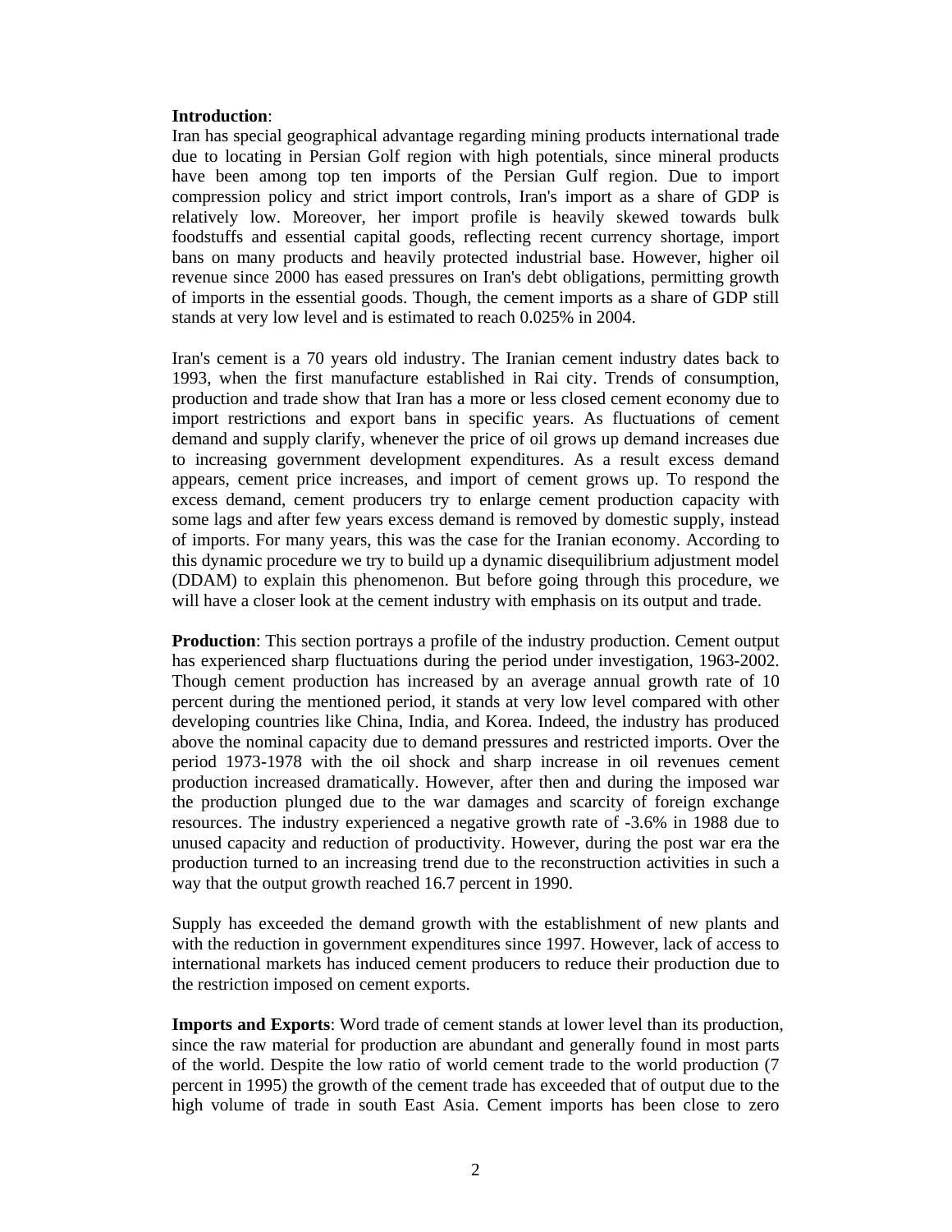**Introduction**:

Iran has special geographical advantage regarding mining products international trade due to locating in Persian Golf region with high potentials, since mineral products have been among top ten imports of the Persian Gulf region. Due to import compression policy and strict import controls, Iran's import as a share of GDP is relatively low. Moreover, her import profile is heavily skewed towards bulk foodstuffs and essential capital goods, reflecting recent currency shortage, import bans on many products and heavily protected industrial base. However, higher oil revenue since 2000 has eased pressures on Iran's debt obligations, permitting growth of imports in the essential goods. Though, the cement imports as a share of GDP still stands at very low level and is estimated to reach 0.025% in 2004.

Iran's cement is a 70 years old industry. The Iranian cement industry dates back to 1993, when the first manufacture established in Rai city. Trends of consumption, production and trade show that Iran has a more or less closed cement economy due to import restrictions and export bans in specific years. As fluctuations of cement demand and supply clarify, whenever the price of oil grows up demand increases due to increasing government development expenditures. As a result excess demand appears, cement price increases, and import of cement grows up. To respond the excess demand, cement producers try to enlarge cement production capacity with some lags and after few years excess demand is removed by domestic supply, instead of imports. For many years, this was the case for the Iranian economy. According to this dynamic procedure we try to build up a dynamic disequilibrium adjustment model (DDAM) to explain this phenomenon. But before going through this procedure, we will have a closer look at the cement industry with emphasis on its output and trade.

**Production**: This section portrays a profile of the industry production. Cement output has experienced sharp fluctuations during the period under investigation, 1963-2002. Though cement production has increased by an average annual growth rate of 10 percent during the mentioned period, it stands at very low level compared with other developing countries like China, India, and Korea. Indeed, the industry has produced above the nominal capacity due to demand pressures and restricted imports. Over the period 1973-1978 with the oil shock and sharp increase in oil revenues cement production increased dramatically. However, after then and during the imposed war the production plunged due to the war damages and scarcity of foreign exchange resources. The industry experienced a negative growth rate of -3.6% in 1988 due to unused capacity and reduction of productivity. However, during the post war era the production turned to an increasing trend due to the reconstruction activities in such a way that the output growth reached 16.7 percent in 1990.

Supply has exceeded the demand growth with the establishment of new plants and with the reduction in government expenditures since 1997. However, lack of access to international markets has induced cement producers to reduce their production due to the restriction imposed on cement exports.

**Imports and Exports**: Word trade of cement stands at lower level than its production, since the raw material for production are abundant and generally found in most parts of the world. Despite the low ratio of world cement trade to the world production (7 percent in 1995) the growth of the cement trade has exceeded that of output due to the high volume of trade in south East Asia. Cement imports has been close to zero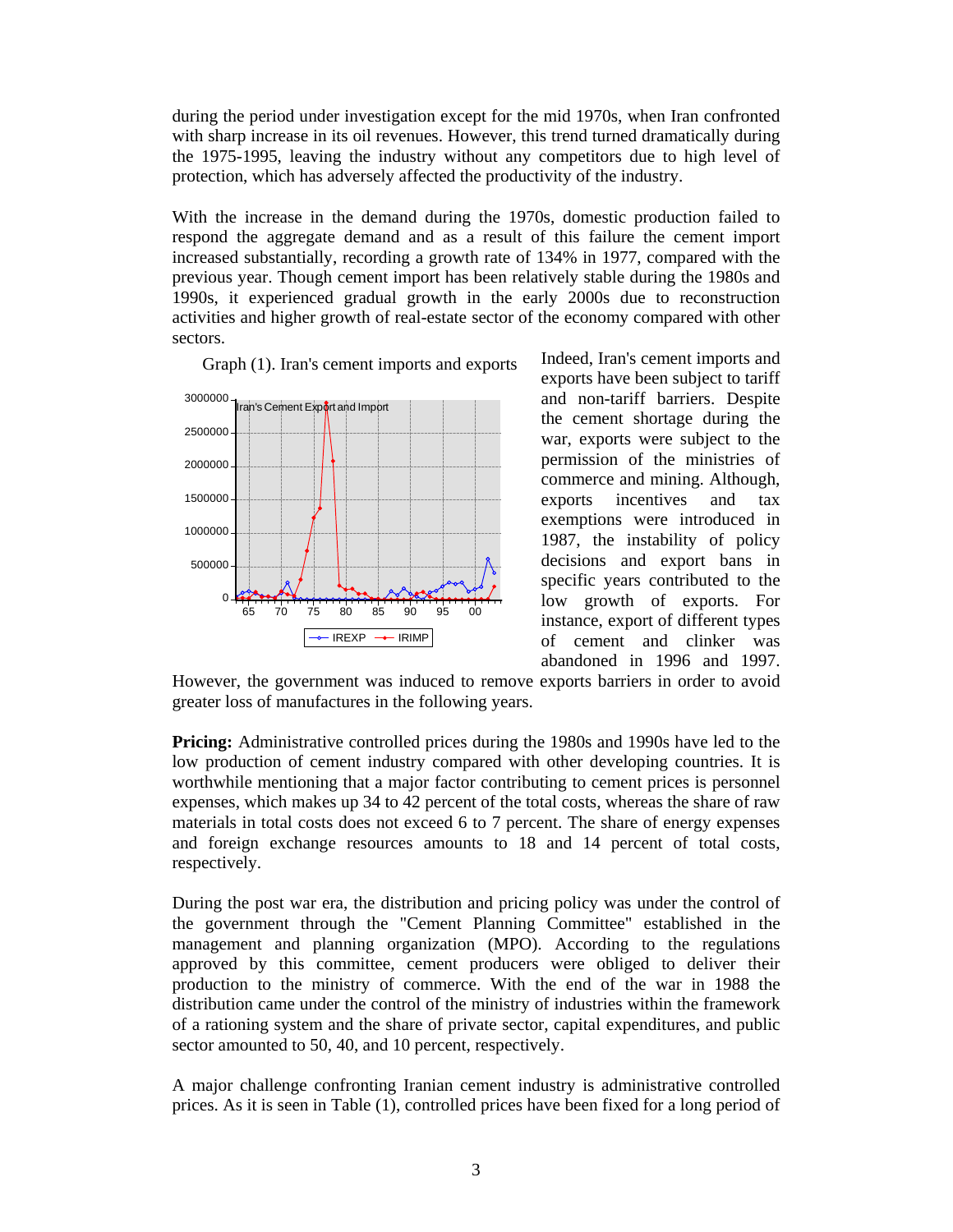during the period under investigation except for the mid 1970s, when Iran confronted with sharp increase in its oil revenues. However, this trend turned dramatically during the 1975-1995, leaving the industry without any competitors due to high level of protection, which has adversely affected the productivity of the industry.

With the increase in the demand during the 1970s, domestic production failed to respond the aggregate demand and as a result of this failure the cement import increased substantially, recording a growth rate of 134% in 1977, compared with the previous year. Though cement import has been relatively stable during the 1980s and 1990s, it experienced gradual growth in the early 2000s due to reconstruction activities and higher growth of real-estate sector of the economy compared with other sectors.

Graph (1). Iran's cement imports and exports

Indeed, Iran's cement imports and exports have been subject to tariff and non-tariff barriers. Despite the cement shortage during the war, exports were subject to the permission of the ministries of commerce and mining. Although, exports incentives and tax exemptions were introduced in 1987, the instability of policy decisions and export bans in specific years contributed to the low growth of exports. For instance, export of different types of cement and clinker was abandoned in 1996 and 1997. However, the government was induced to remove exports barriers in order to avoid greater loss of manufactures in the following years.

**Pricing:** Administrative controlled prices during the 1980s and 1990s have led to the low production of cement industry compared with other developing countries. It is worthwhile mentioning that a major factor contributing to cement prices is personnel expenses, which makes up 34 to 42 percent of the total costs, whereas the share of raw materials in total costs does not exceed 6 to 7 percent. The share of energy expenses and foreign exchange resources amounts to 18 and 14 percent of total costs, respectively.

During the post war era, the distribution and pricing policy was under the control of the government through the "Cement Planning Committee" established in the management and planning organization (MPO). According to the regulations approved by this committee, cement producers were obliged to deliver their production to the ministry of commerce. With the end of the war in 1988 the distribution came under the control of the ministry of industries within the framework of a rationing system and the share of private sector, capital expenditures, and public sector amounted to 50, 40, and 10 percent, respectively.

A major challenge confronting Iranian cement industry is administrative controlled prices. As it is seen in Table (1), controlled prices have been fixed for a long period of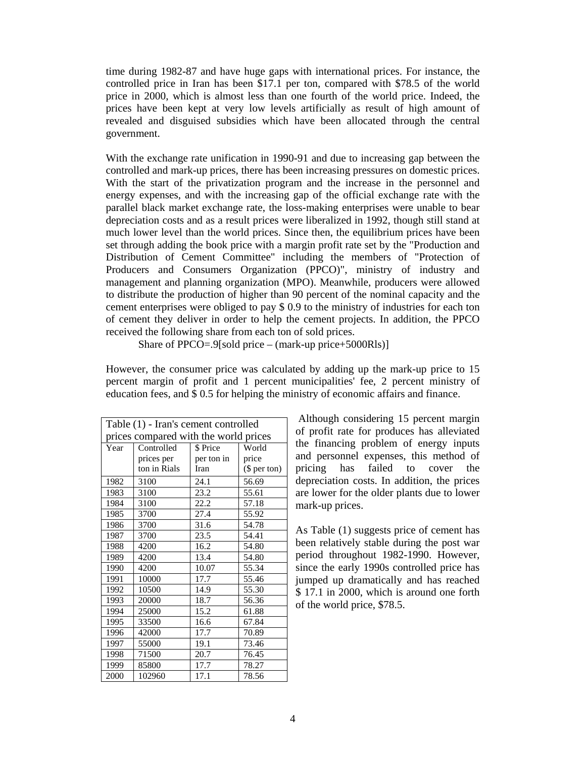time during 1982-87 and have huge gaps with international prices. For instance, the controlled price in Iran has been $17.1 per ton, compared with $78.5 of the world price in 2000, which is almost less than one fourth of the world price. Indeed, the prices have been kept at very low levels artificially as result of high amount of revealed and disguised subsidies which have been allocated through the central government.

With the exchange rate unification in 1990-91 and due to increasing gap between the controlled and mark-up prices, there has been increasing pressures on domestic prices. With the start of the privatization program and the increase in the personnel and energy expenses, and with the increasing gap of the official exchange rate with the parallel black market exchange rate, the loss-making enterprises were unable to bear depreciation costs and as a result prices were liberalized in 1992, though still stand at much lower level than the world prices. Since then, the equilibrium prices have been set through adding the book price with a margin profit rate set by the "Production and Distribution of Cement Committee" including the members of "Protection of Producers and Consumers Organization (PPCO)", ministry of industry and management and planning organization (MPO). Meanwhile, producers were allowed to distribute the production of higher than 90 percent of the nominal capacity and the cement enterprises were obliged to pay $ 0.9 to the ministry of industries for each ton of cement they deliver in order to help the cement projects. In addition, the PPCO received the following share from each ton of sold prices.

Share of PPCO=.9[sold price – (mark-up price+5000Rls)]

However, the consumer price was calculated by adding up the mark-up price to 15 percent margin of profit and 1 percent municipalities' fee, 2 percent ministry of education fees, and $ 0.5 for helping the ministry of economic affairs and finance.

Table (1) - Iran's cement controlled prices compared with the world prices

| Year | Controlled prices per ton in Rials | $ Price per ton in Iran | World price ($ per ton) |
|---|---|---|---|
| 1982 | 3100 | 24.1 | 56.69 |
| 1983 | 3100 | 23.2 | 55.61 |
| 1984 | 3100 | 22.2 | 57.18 |
| 1985 | 3700 | 27.4 | 55.92 |
| 1986 | 3700 | 31.6 | 54.78 |
| 1987 | 3700 | 23.5 | 54.41 |
| 1988 | 4200 | 16.2 | 54.80 |
| 1989 | 4200 | 13.4 | 54.80 |
| 1990 | 4200 | 10.07 | 55.34 |
| 1991 | 10000 | 17.7 | 55.46 |
| 1992 | 10500 | 14.9 | 55.30 |
| 1993 | 20000 | 18.7 | 56.36 |
| 1994 | 25000 | 15.2 | 61.88 |
| 1995 | 33500 | 16.6 | 67.84 |
| 1996 | 42000 | 17.7 | 70.89 |
| 1997 | 55000 | 19.1 | 73.46 |
| 1998 | 71500 | 20.7 | 76.45 |
| 1999 | 85800 | 17.7 | 78.27 |
| 2000 | 102960 | 17.1 | 78.56 |

Although considering 15 percent margin of profit rate for produces has alleviated the financing problem of energy inputs and personnel expenses, this method of pricing has failed to cover the depreciation costs. In addition, the prices are lower for the older plants due to lower mark-up prices.

As Table (1) suggests price of cement has been relatively stable during the post war period throughout 1982-1990. However, since the early 1990s controlled price has jumped up dramatically and has reached $ 17.1 in 2000, which is around one forth of the world price, $78.5.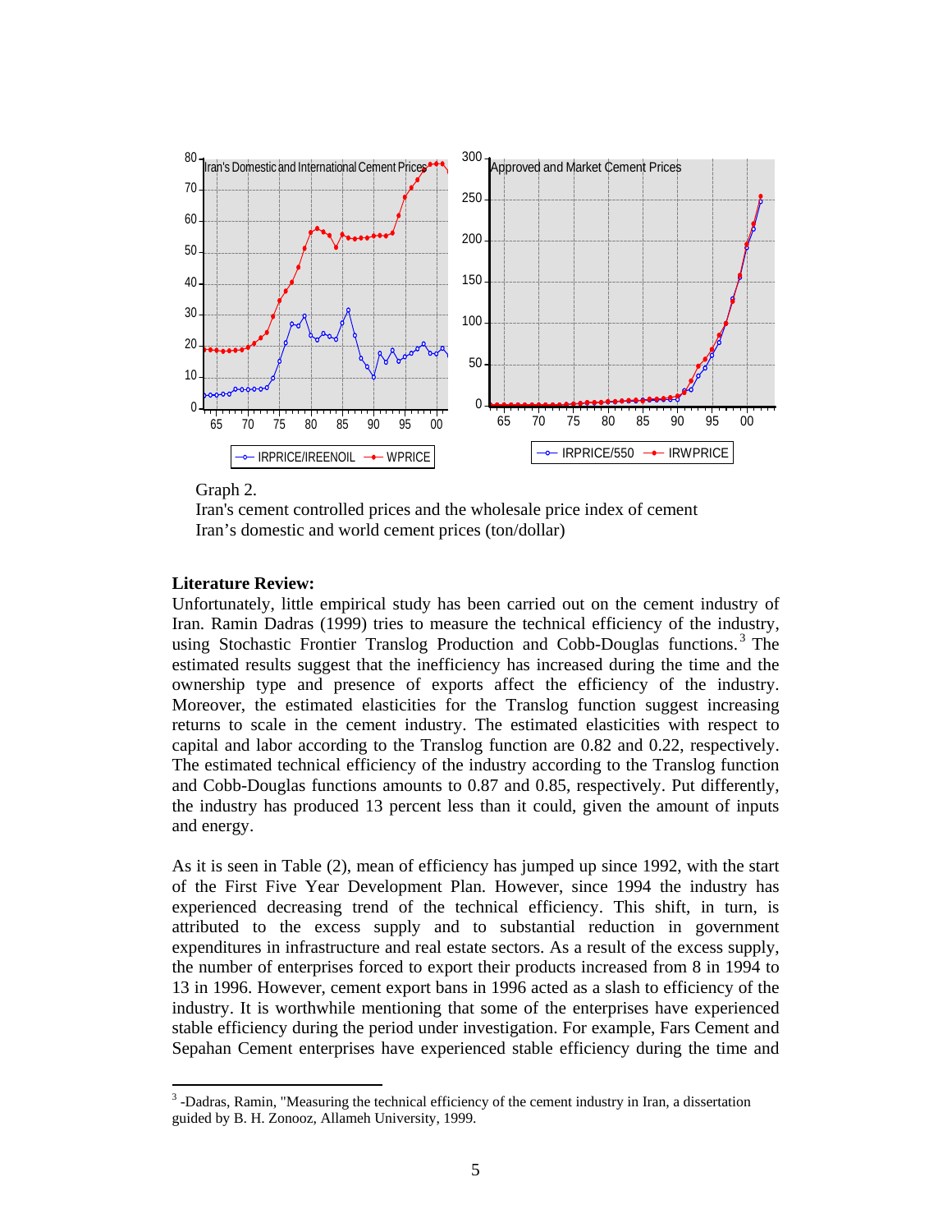Graph 2.
Iran's cement controlled prices and the wholesale price index of cement
Iran’s domestic and world cement prices (ton/dollar)

**Literature Review:**

Unfortunately, little empirical study has been carried out on the cement industry of Iran. Ramin Dadras (1999) tries to measure the technical efficiency of the industry, using Stochastic Frontier Translog Production and Cobb-Douglas functions.[3] The estimated results suggest that the inefficiency has increased during the time and the ownership type and presence of exports affect the efficiency of the industry. Moreover, the estimated elasticities for the Translog function suggest increasing returns to scale in the cement industry. The estimated elasticities with respect to capital and labor according to the Translog function are 0.82 and 0.22, respectively. The estimated technical efficiency of the industry according to the Translog function and Cobb-Douglas functions amounts to 0.87 and 0.85, respectively. Put differently, the industry has produced 13 percent less than it could, given the amount of inputs and energy.

As it is seen in Table (2), mean of efficiency has jumped up since 1992, with the start of the First Five Year Development Plan. However, since 1994 the industry has experienced decreasing trend of the technical efficiency. This shift, in turn, is attributed to the excess supply and to substantial reduction in government expenditures in infrastructure and real estate sectors. As a result of the excess supply, the number of enterprises forced to export their products increased from 8 in 1994 to 13 in 1996. However, cement export bans in 1996 acted as a slash to efficiency of the industry. It is worthwhile mentioning that some of the enterprises have experienced stable efficiency during the period under investigation. For example, Fars Cement and Sepahan Cement enterprises have experienced stable efficiency during the time and

[3] -Dadras, Ramin, "Measuring the technical efficiency of the cement industry in Iran, a dissertation guided by B. H. Zonooz, Allameh University, 1999.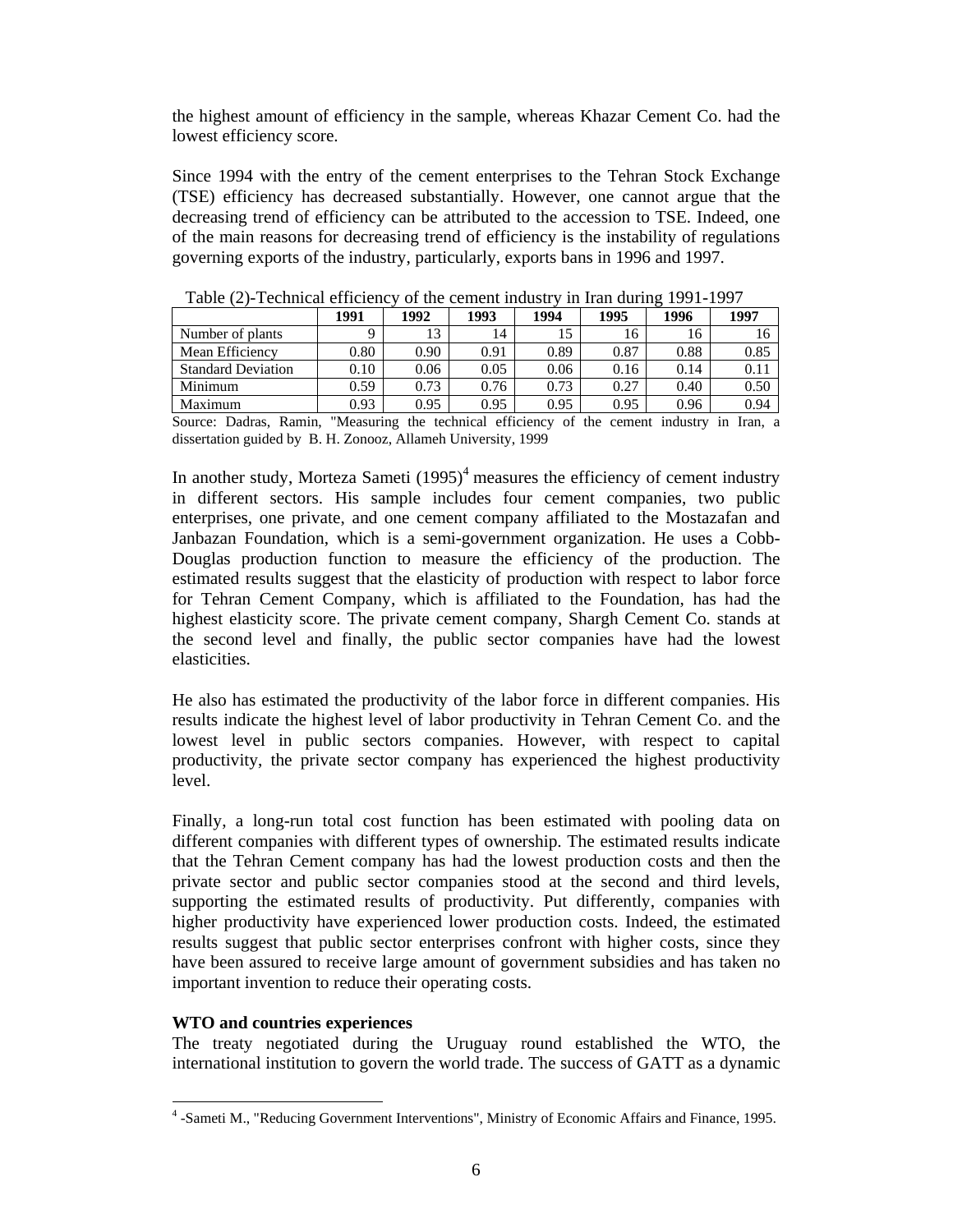the highest amount of efficiency in the sample, whereas Khazar Cement Co. had the lowest efficiency score.

Since 1994 with the entry of the cement enterprises to the Tehran Stock Exchange (TSE) efficiency has decreased substantially. However, one cannot argue that the decreasing trend of efficiency can be attributed to the accession to TSE. Indeed, one of the main reasons for decreasing trend of efficiency is the instability of regulations governing exports of the industry, particularly, exports bans in 1996 and 1997.

Table (2)-Technical efficiency of the cement industry in Iran during 1991-1997

| | 1991 | 1992 | 1993 | 1994 | 1995 | 1996 | 1997 |
|---|---|---|---|---|---|---|---|
| Number of plants | 9 | 13 | 14 | 15 | 16 | 16 | 16 |
| Mean Efficiency | 0.80 | 0.90 | 0.91 | 0.89 | 0.87 | 0.88 | 0.85 |
| Standard Deviation | 0.10 | 0.06 | 0.05 | 0.06 | 0.16 | 0.14 | 0.11 |
| Minimum | 0.59 | 0.73 | 0.76 | 0.73 | 0.27 | 0.40 | 0.50 |
| Maximum | 0.93 | 0.95 | 0.95 | 0.95 | 0.95 | 0.96 | 0.94 |

Source: Dadras, Ramin, "Measuring the technical efficiency of the cement industry in Iran, a dissertation guided by B. H. Zonooz, Allameh University, 1999

In another study, Morteza Sameti (1995)[4] measures the efficiency of cement industry in different sectors. His sample includes four cement companies, two public enterprises, one private, and one cement company affiliated to the Mostazafan and Janbazan Foundation, which is a semi-government organization. He uses a Cobb-Douglas production function to measure the efficiency of the production. The estimated results suggest that the elasticity of production with respect to labor force for Tehran Cement Company, which is affiliated to the Foundation, has had the highest elasticity score. The private cement company, Shargh Cement Co. stands at the second level and finally, the public sector companies have had the lowest elasticities.

He also has estimated the productivity of the labor force in different companies. His results indicate the highest level of labor productivity in Tehran Cement Co. and the lowest level in public sectors companies. However, with respect to capital productivity, the private sector company has experienced the highest productivity level.

Finally, a long-run total cost function has been estimated with pooling data on different companies with different types of ownership. The estimated results indicate that the Tehran Cement company has had the lowest production costs and then the private sector and public sector companies stood at the second and third levels, supporting the estimated results of productivity. Put differently, companies with higher productivity have experienced lower production costs. Indeed, the estimated results suggest that public sector enterprises confront with higher costs, since they have been assured to receive large amount of government subsidies and has taken no important invention to reduce their operating costs.

**WTO and countries experiences**

The treaty negotiated during the Uruguay round established the WTO, the international institution to govern the world trade. The success of GATT as a dynamic

[4] -Sameti M., "Reducing Government Interventions", Ministry of Economic Affairs and Finance, 1995.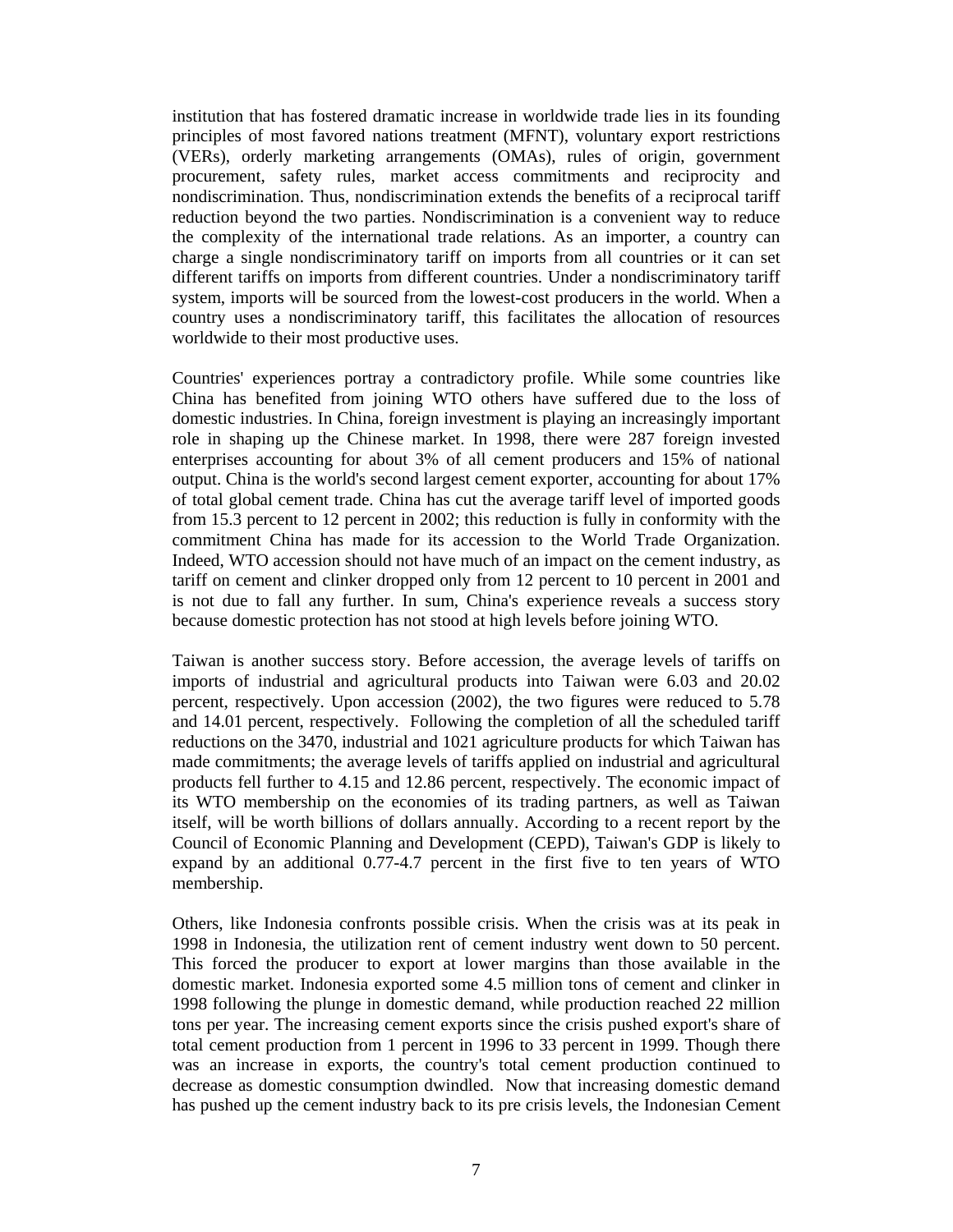institution that has fostered dramatic increase in worldwide trade lies in its founding principles of most favored nations treatment (MFNT), voluntary export restrictions (VERs), orderly marketing arrangements (OMAs), rules of origin, government procurement, safety rules, market access commitments and reciprocity and nondiscrimination. Thus, nondiscrimination extends the benefits of a reciprocal tariff reduction beyond the two parties. Nondiscrimination is a convenient way to reduce the complexity of the international trade relations. As an importer, a country can charge a single nondiscriminatory tariff on imports from all countries or it can set different tariffs on imports from different countries. Under a nondiscriminatory tariff system, imports will be sourced from the lowest-cost producers in the world. When a country uses a nondiscriminatory tariff, this facilitates the allocation of resources worldwide to their most productive uses.

Countries' experiences portray a contradictory profile. While some countries like China has benefited from joining WTO others have suffered due to the loss of domestic industries. In China, foreign investment is playing an increasingly important role in shaping up the Chinese market. In 1998, there were 287 foreign invested enterprises accounting for about 3% of all cement producers and 15% of national output. China is the world's second largest cement exporter, accounting for about 17% of total global cement trade. China has cut the average tariff level of imported goods from 15.3 percent to 12 percent in 2002; this reduction is fully in conformity with the commitment China has made for its accession to the World Trade Organization. Indeed, WTO accession should not have much of an impact on the cement industry, as tariff on cement and clinker dropped only from 12 percent to 10 percent in 2001 and is not due to fall any further. In sum, China's experience reveals a success story because domestic protection has not stood at high levels before joining WTO.

Taiwan is another success story. Before accession, the average levels of tariffs on imports of industrial and agricultural products into Taiwan were 6.03 and 20.02 percent, respectively. Upon accession (2002), the two figures were reduced to 5.78 and 14.01 percent, respectively. Following the completion of all the scheduled tariff reductions on the 3470, industrial and 1021 agriculture products for which Taiwan has made commitments; the average levels of tariffs applied on industrial and agricultural products fell further to 4.15 and 12.86 percent, respectively. The economic impact of its WTO membership on the economies of its trading partners, as well as Taiwan itself, will be worth billions of dollars annually. According to a recent report by the Council of Economic Planning and Development (CEPD), Taiwan's GDP is likely to expand by an additional 0.77-4.7 percent in the first five to ten years of WTO membership.

Others, like Indonesia confronts possible crisis. When the crisis was at its peak in 1998 in Indonesia, the utilization rent of cement industry went down to 50 percent. This forced the producer to export at lower margins than those available in the domestic market. Indonesia exported some 4.5 million tons of cement and clinker in 1998 following the plunge in domestic demand, while production reached 22 million tons per year. The increasing cement exports since the crisis pushed export's share of total cement production from 1 percent in 1996 to 33 percent in 1999. Though there was an increase in exports, the country's total cement production continued to decrease as domestic consumption dwindled. Now that increasing domestic demand has pushed up the cement industry back to its pre crisis levels, the Indonesian Cement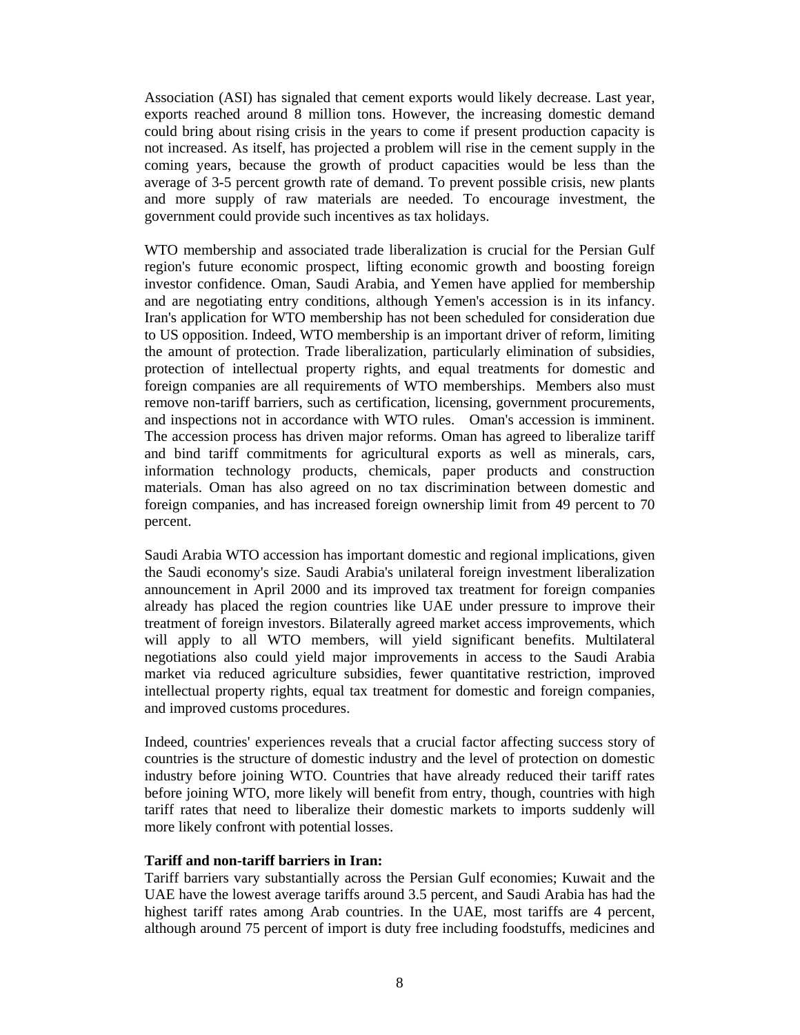Association (ASI) has signaled that cement exports would likely decrease. Last year, exports reached around 8 million tons. However, the increasing domestic demand could bring about rising crisis in the years to come if present production capacity is not increased. As itself, has projected a problem will rise in the cement supply in the coming years, because the growth of product capacities would be less than the average of 3-5 percent growth rate of demand. To prevent possible crisis, new plants and more supply of raw materials are needed. To encourage investment, the government could provide such incentives as tax holidays.

WTO membership and associated trade liberalization is crucial for the Persian Gulf region's future economic prospect, lifting economic growth and boosting foreign investor confidence. Oman, Saudi Arabia, and Yemen have applied for membership and are negotiating entry conditions, although Yemen's accession is in its infancy. Iran's application for WTO membership has not been scheduled for consideration due to US opposition. Indeed, WTO membership is an important driver of reform, limiting the amount of protection. Trade liberalization, particularly elimination of subsidies, protection of intellectual property rights, and equal treatments for domestic and foreign companies are all requirements of WTO memberships. Members also must remove non-tariff barriers, such as certification, licensing, government procurements, and inspections not in accordance with WTO rules. Oman's accession is imminent. The accession process has driven major reforms. Oman has agreed to liberalize tariff and bind tariff commitments for agricultural exports as well as minerals, cars, information technology products, chemicals, paper products and construction materials. Oman has also agreed on no tax discrimination between domestic and foreign companies, and has increased foreign ownership limit from 49 percent to 70 percent.

Saudi Arabia WTO accession has important domestic and regional implications, given the Saudi economy's size. Saudi Arabia's unilateral foreign investment liberalization announcement in April 2000 and its improved tax treatment for foreign companies already has placed the region countries like UAE under pressure to improve their treatment of foreign investors. Bilaterally agreed market access improvements, which will apply to all WTO members, will yield significant benefits. Multilateral negotiations also could yield major improvements in access to the Saudi Arabia market via reduced agriculture subsidies, fewer quantitative restriction, improved intellectual property rights, equal tax treatment for domestic and foreign companies, and improved customs procedures.

Indeed, countries' experiences reveals that a crucial factor affecting success story of countries is the structure of domestic industry and the level of protection on domestic industry before joining WTO. Countries that have already reduced their tariff rates before joining WTO, more likely will benefit from entry, though, countries with high tariff rates that need to liberalize their domestic markets to imports suddenly will more likely confront with potential losses.

**Tariff and non-tariff barriers in Iran:**

Tariff barriers vary substantially across the Persian Gulf economies; Kuwait and the UAE have the lowest average tariffs around 3.5 percent, and Saudi Arabia has had the highest tariff rates among Arab countries. In the UAE, most tariffs are 4 percent, although around 75 percent of import is duty free including foodstuffs, medicines and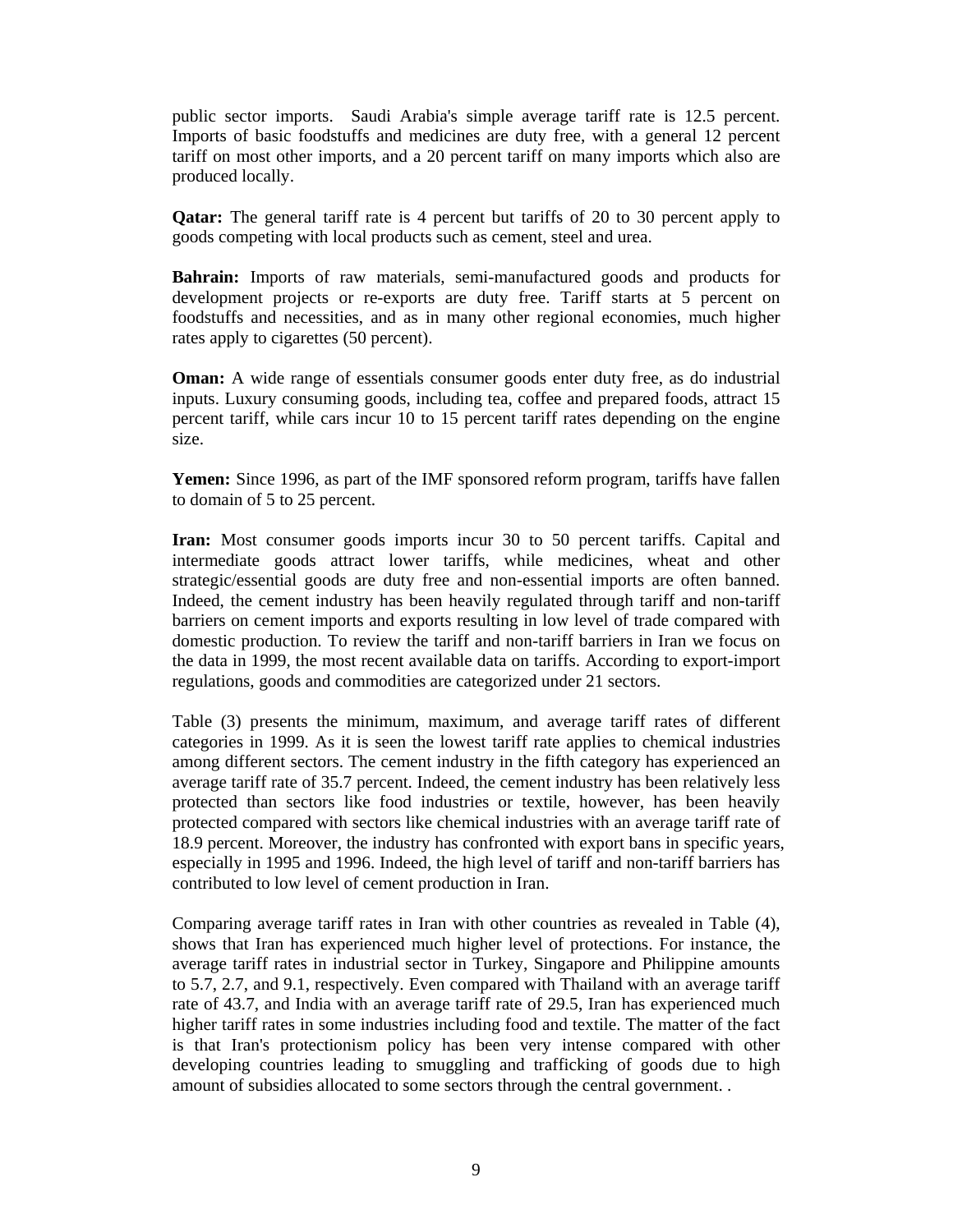public sector imports. Saudi Arabia's simple average tariff rate is 12.5 percent. Imports of basic foodstuffs and medicines are duty free, with a general 12 percent tariff on most other imports, and a 20 percent tariff on many imports which also are produced locally.

**Qatar:** The general tariff rate is 4 percent but tariffs of 20 to 30 percent apply to goods competing with local products such as cement, steel and urea.

**Bahrain:** Imports of raw materials, semi-manufactured goods and products for development projects or re-exports are duty free. Tariff starts at 5 percent on foodstuffs and necessities, and as in many other regional economies, much higher rates apply to cigarettes (50 percent).

**Oman:** A wide range of essentials consumer goods enter duty free, as do industrial inputs. Luxury consuming goods, including tea, coffee and prepared foods, attract 15 percent tariff, while cars incur 10 to 15 percent tariff rates depending on the engine size.

**Yemen:** Since 1996, as part of the IMF sponsored reform program, tariffs have fallen to domain of 5 to 25 percent.

**Iran:** Most consumer goods imports incur 30 to 50 percent tariffs. Capital and intermediate goods attract lower tariffs, while medicines, wheat and other strategic/essential goods are duty free and non-essential imports are often banned. Indeed, the cement industry has been heavily regulated through tariff and non-tariff barriers on cement imports and exports resulting in low level of trade compared with domestic production. To review the tariff and non-tariff barriers in Iran we focus on the data in 1999, the most recent available data on tariffs. According to export-import regulations, goods and commodities are categorized under 21 sectors.

Table (3) presents the minimum, maximum, and average tariff rates of different categories in 1999. As it is seen the lowest tariff rate applies to chemical industries among different sectors. The cement industry in the fifth category has experienced an average tariff rate of 35.7 percent. Indeed, the cement industry has been relatively less protected than sectors like food industries or textile, however, has been heavily protected compared with sectors like chemical industries with an average tariff rate of 18.9 percent. Moreover, the industry has confronted with export bans in specific years, especially in 1995 and 1996. Indeed, the high level of tariff and non-tariff barriers has contributed to low level of cement production in Iran.

Comparing average tariff rates in Iran with other countries as revealed in Table (4), shows that Iran has experienced much higher level of protections. For instance, the average tariff rates in industrial sector in Turkey, Singapore and Philippine amounts to 5.7, 2.7, and 9.1, respectively. Even compared with Thailand with an average tariff rate of 43.7, and India with an average tariff rate of 29.5, Iran has experienced much higher tariff rates in some industries including food and textile. The matter of the fact is that Iran's protectionism policy has been very intense compared with other developing countries leading to smuggling and trafficking of goods due to high amount of subsidies allocated to some sectors through the central government. .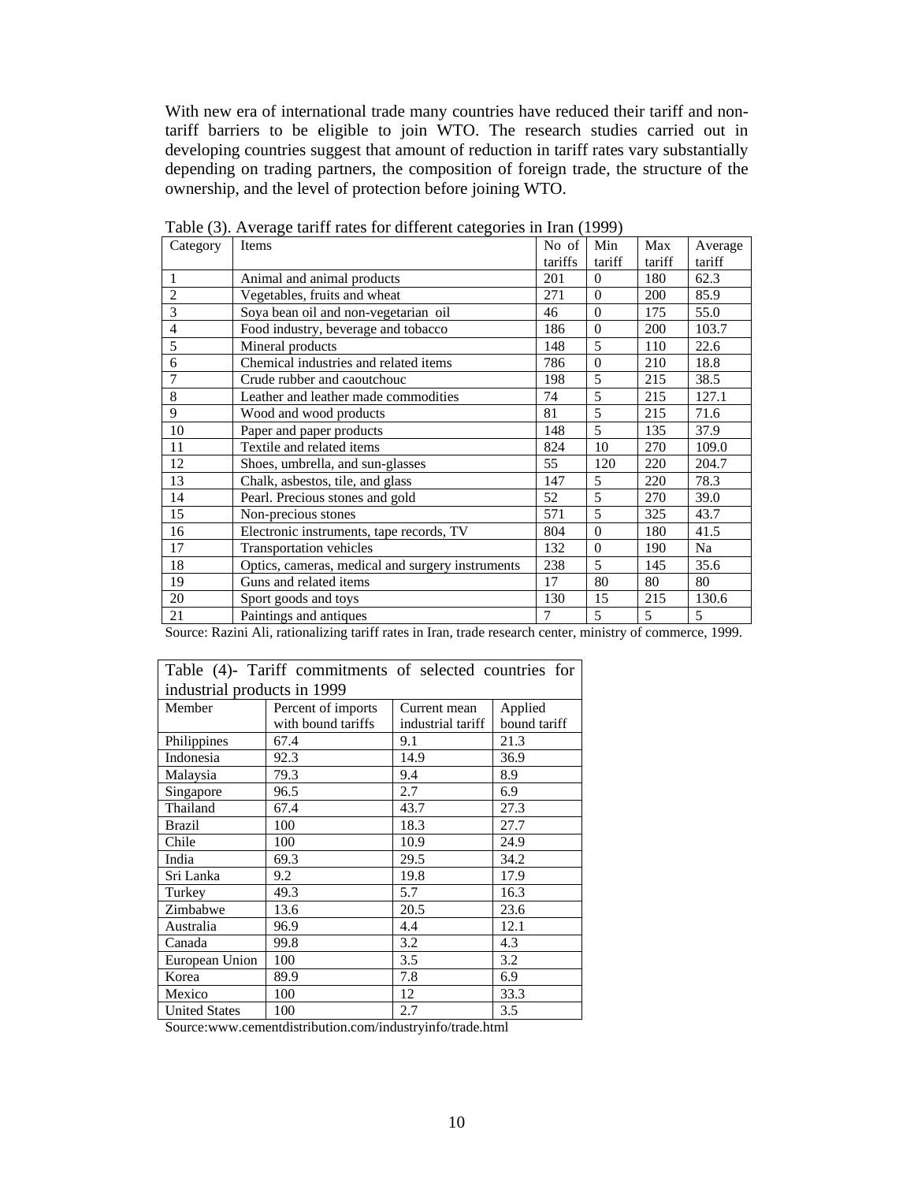With new era of international trade many countries have reduced their tariff and non-tariff barriers to be eligible to join WTO. The research studies carried out in developing countries suggest that amount of reduction in tariff rates vary substantially depending on trading partners, the composition of foreign trade, the structure of the ownership, and the level of protection before joining WTO.

Table (3). Average tariff rates for different categories in Iran (1999)

| Category | Items | No of tariffs | Min tariff | Max tariff | Average tariff |
|---|---|---|---|---|---|
| 1 | Animal and animal products | 201 | 0 | 180 | 62.3 |
| 2 | Vegetables, fruits and wheat | 271 | 0 | 200 | 85.9 |
| 3 | Soya bean oil and non-vegetarian oil | 46 | 0 | 175 | 55.0 |
| 4 | Food industry, beverage and tobacco | 186 | 0 | 200 | 103.7 |
| 5 | Mineral products | 148 | 5 | 110 | 22.6 |
| 6 | Chemical industries and related items | 786 | 0 | 210 | 18.8 |
| 7 | Crude rubber and caoutchouc | 198 | 5 | 215 | 38.5 |
| 8 | Leather and leather made commodities | 74 | 5 | 215 | 127.1 |
| 9 | Wood and wood products | 81 | 5 | 215 | 71.6 |
| 10 | Paper and paper products | 148 | 5 | 135 | 37.9 |
| 11 | Textile and related items | 824 | 10 | 270 | 109.0 |
| 12 | Shoes, umbrella, and sun-glasses | 55 | 120 | 220 | 204.7 |
| 13 | Chalk, asbestos, tile, and glass | 147 | 5 | 220 | 78.3 |
| 14 | Pearl. Precious stones and gold | 52 | 5 | 270 | 39.0 |
| 15 | Non-precious stones | 571 | 5 | 325 | 43.7 |
| 16 | Electronic instruments, tape records, TV | 804 | 0 | 180 | 41.5 |
| 17 | Transportation vehicles | 132 | 0 | 190 | Na |
| 18 | Optics, cameras, medical and surgery instruments | 238 | 5 | 145 | 35.6 |
| 19 | Guns and related items | 17 | 80 | 80 | 80 |
| 20 | Sport goods and toys | 130 | 15 | 215 | 130.6 |
| 21 | Paintings and antiques | 7 | 5 | 5 | 5 |

Source: Razini Ali, rationalizing tariff rates in Iran, trade research center, ministry of commerce, 1999.

Table (4)- Tariff commitments of selected countries for industrial products in 1999

| Member | Percent of imports with bound tariffs | Current mean industrial tariff | Applied bound tariff |
|---|---|---|---|
| Philippines | 67.4 | 9.1 | 21.3 |
| Indonesia | 92.3 | 14.9 | 36.9 |
| Malaysia | 79.3 | 9.4 | 8.9 |
| Singapore | 96.5 | 2.7 | 6.9 |
| Thailand | 67.4 | 43.7 | 27.3 |
| Brazil | 100 | 18.3 | 27.7 |
| Chile | 100 | 10.9 | 24.9 |
| India | 69.3 | 29.5 | 34.2 |
| Sri Lanka | 9.2 | 19.8 | 17.9 |
| Turkey | 49.3 | 5.7 | 16.3 |
| Zimbabwe | 13.6 | 20.5 | 23.6 |
| Australia | 96.9 | 4.4 | 12.1 |
| Canada | 99.8 | 3.2 | 4.3 |
| European Union | 100 | 3.5 | 3.2 |
| Korea | 89.9 | 7.8 | 6.9 |
| Mexico | 100 | 12 | 33.3 |
| United States | 100 | 2.7 | 3.5 |

Source:www.cementdistribution.com/industryinfo/trade.html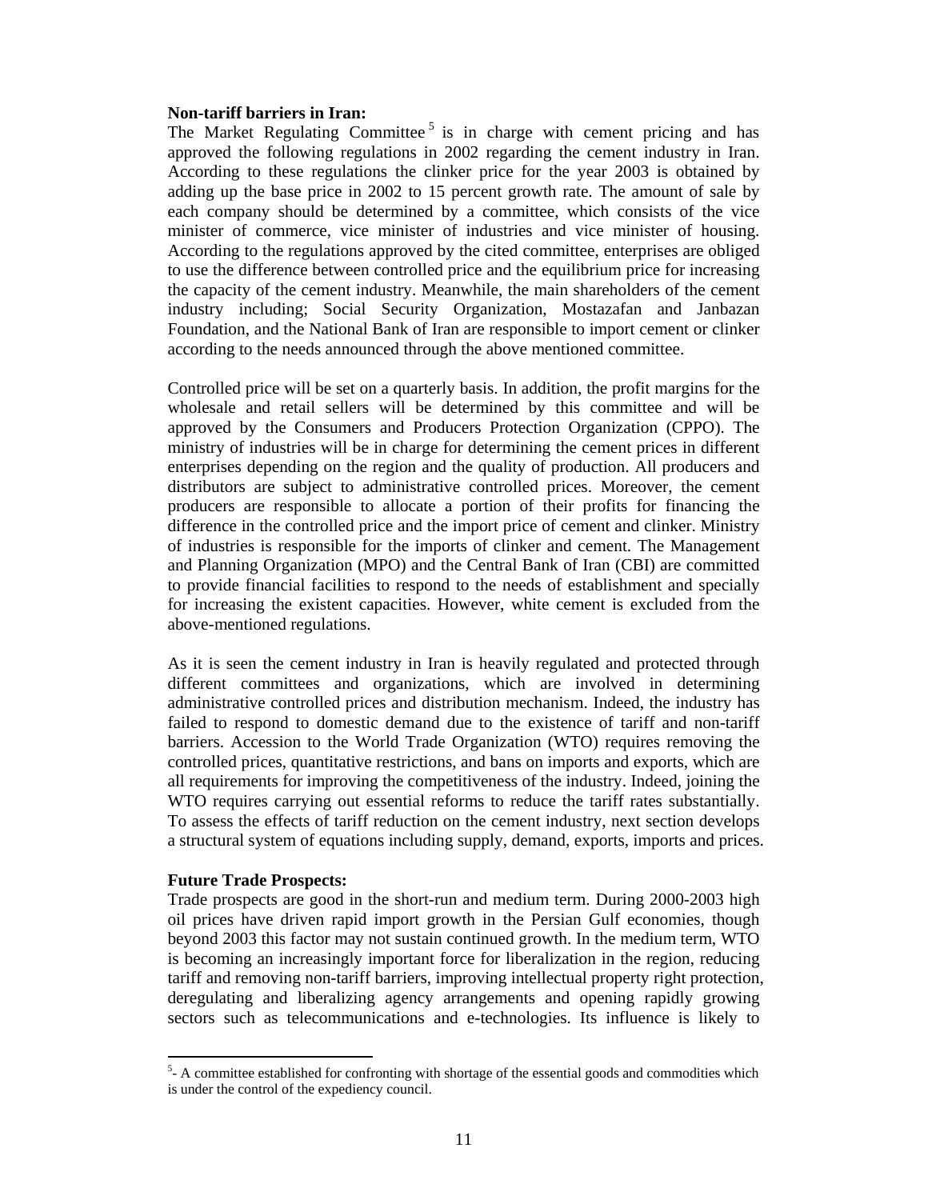**Non-tariff barriers in Iran:**

The Market Regulating Committee [5] is in charge with cement pricing and has approved the following regulations in 2002 regarding the cement industry in Iran. According to these regulations the clinker price for the year 2003 is obtained by adding up the base price in 2002 to 15 percent growth rate. The amount of sale by each company should be determined by a committee, which consists of the vice minister of commerce, vice minister of industries and vice minister of housing. According to the regulations approved by the cited committee, enterprises are obliged to use the difference between controlled price and the equilibrium price for increasing the capacity of the cement industry. Meanwhile, the main shareholders of the cement industry including; Social Security Organization, Mostazafan and Janbazan Foundation, and the National Bank of Iran are responsible to import cement or clinker according to the needs announced through the above mentioned committee.

Controlled price will be set on a quarterly basis. In addition, the profit margins for the wholesale and retail sellers will be determined by this committee and will be approved by the Consumers and Producers Protection Organization (CPPO). The ministry of industries will be in charge for determining the cement prices in different enterprises depending on the region and the quality of production. All producers and distributors are subject to administrative controlled prices. Moreover, the cement producers are responsible to allocate a portion of their profits for financing the difference in the controlled price and the import price of cement and clinker. Ministry of industries is responsible for the imports of clinker and cement. The Management and Planning Organization (MPO) and the Central Bank of Iran (CBI) are committed to provide financial facilities to respond to the needs of establishment and specially for increasing the existent capacities. However, white cement is excluded from the above-mentioned regulations.

As it is seen the cement industry in Iran is heavily regulated and protected through different committees and organizations, which are involved in determining administrative controlled prices and distribution mechanism. Indeed, the industry has failed to respond to domestic demand due to the existence of tariff and non-tariff barriers. Accession to the World Trade Organization (WTO) requires removing the controlled prices, quantitative restrictions, and bans on imports and exports, which are all requirements for improving the competitiveness of the industry. Indeed, joining the WTO requires carrying out essential reforms to reduce the tariff rates substantially. To assess the effects of tariff reduction on the cement industry, next section develops a structural system of equations including supply, demand, exports, imports and prices.

**Future Trade Prospects:**

Trade prospects are good in the short-run and medium term. During 2000-2003 high oil prices have driven rapid import growth in the Persian Gulf economies, though beyond 2003 this factor may not sustain continued growth. In the medium term, WTO is becoming an increasingly important force for liberalization in the region, reducing tariff and removing non-tariff barriers, improving intellectual property right protection, deregulating and liberalizing agency arrangements and opening rapidly growing sectors such as telecommunications and e-technologies. Its influence is likely to

---

[5]- A committee established for confronting with shortage of the essential goods and commodities which is under the control of the expediency council.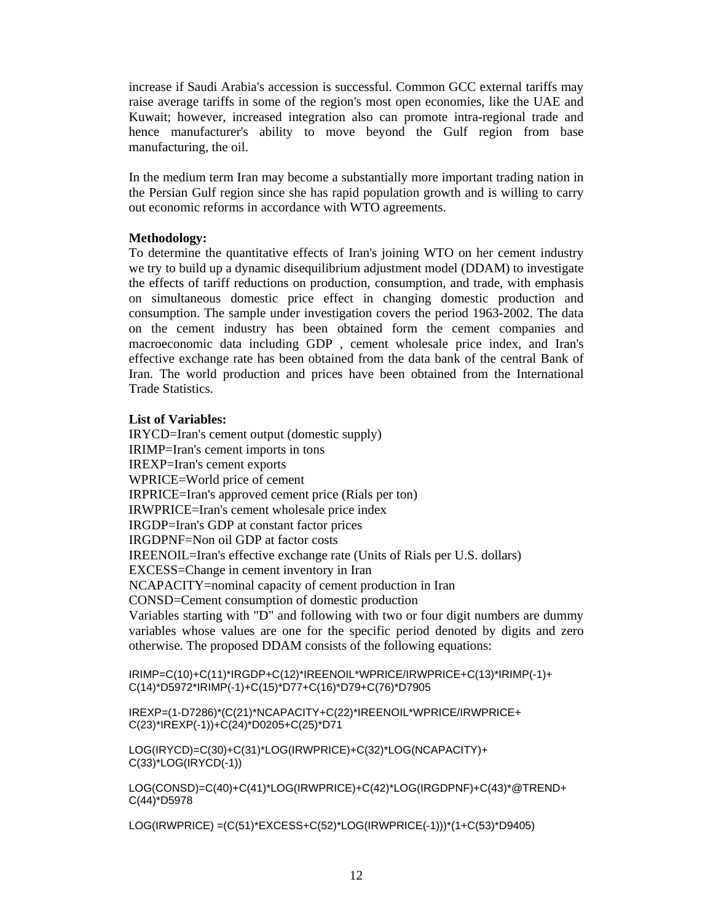increase if Saudi Arabia's accession is successful. Common GCC external tariffs may raise average tariffs in some of the region's most open economies, like the UAE and Kuwait; however, increased integration also can promote intra-regional trade and hence manufacturer's ability to move beyond the Gulf region from base manufacturing, the oil.

In the medium term Iran may become a substantially more important trading nation in the Persian Gulf region since she has rapid population growth and is willing to carry out economic reforms in accordance with WTO agreements.

**Methodology:**
To determine the quantitative effects of Iran's joining WTO on her cement industry we try to build up a dynamic disequilibrium adjustment model (DDAM) to investigate the effects of tariff reductions on production, consumption, and trade, with emphasis on simultaneous domestic price effect in changing domestic production and consumption. The sample under investigation covers the period 1963-2002. The data on the cement industry has been obtained form the cement companies and macroeconomic data including GDP , cement wholesale price index, and Iran's effective exchange rate has been obtained from the data bank of the central Bank of Iran. The world production and prices have been obtained from the International Trade Statistics.

**List of Variables:**
IRYCD=Iran's cement output (domestic supply)
IRIMP=Iran's cement imports in tons
IREXP=Iran's cement exports
WPRICE=World price of cement
IRPRICE=Iran's approved cement price (Rials per ton)
IRWPRICE=Iran's cement wholesale price index
IRGDP=Iran's GDP at constant factor prices
IRGDPNF=Non oil GDP at factor costs
IREENOIL=Iran's effective exchange rate (Units of Rials per U.S. dollars)
EXCESS=Change in cement inventory in Iran
NCAPACITY=nominal capacity of cement production in Iran
CONSD=Cement consumption of domestic production
Variables starting with "D" and following with two or four digit numbers are dummy variables whose values are one for the specific period denoted by digits and zero otherwise. The proposed DDAM consists of the following equations:

```
IRIMP=C(10)+C(11)*IRGDP+C(12)*IREENOIL*WPRICE/IRWPRICE+C(13)*IRIMP(-1)+
C(14)*D5972*IRIMP(-1)+C(15)*D77+C(16)*D79+C(76)*D7905

IREXP=(1-D7286)*(C(21)*NCAPACITY+C(22)*IREENOIL*WPRICE/IRWPRICE+
C(23)*IREXP(-1))+C(24)*D0205+C(25)*D71

LOG(IRYCD)=C(30)+C(31)*LOG(IRWPRICE)+C(32)*LOG(NCAPACITY)+
C(33)*LOG(IRYCD(-1))

LOG(CONSD)=C(40)+C(41)*LOG(IRWPRICE)+C(42)*LOG(IRGDPNF)+C(43)*@TREND+
C(44)*D5978

LOG(IRWPRICE) =(C(51)*EXCESS+C(52)*LOG(IRWPRICE(-1)))*(1+C(53)*D9405)
```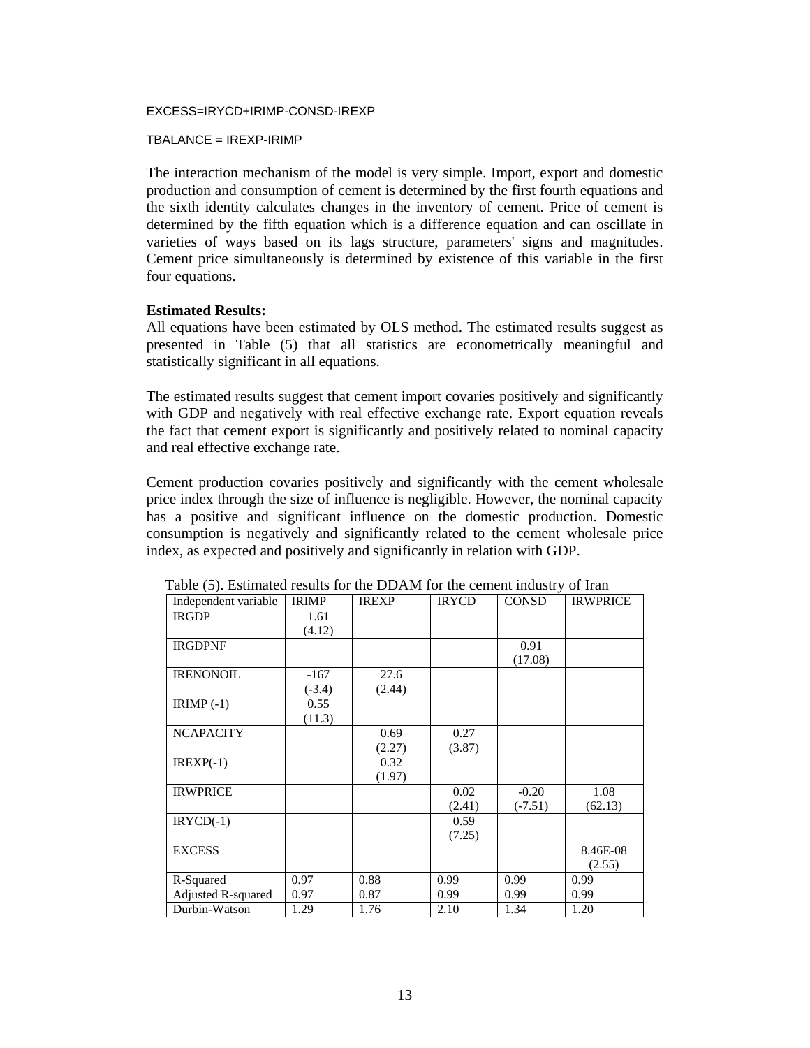EXCESS=IRYCD+IRIMP-CONSD-IREXP

TBALANCE = IREXP-IRIMP

The interaction mechanism of the model is very simple. Import, export and domestic production and consumption of cement is determined by the first fourth equations and the sixth identity calculates changes in the inventory of cement. Price of cement is determined by the fifth equation which is a difference equation and can oscillate in varieties of ways based on its lags structure, parameters' signs and magnitudes. Cement price simultaneously is determined by existence of this variable in the first four equations.

**Estimated Results:**

All equations have been estimated by OLS method. The estimated results suggest as presented in Table (5) that all statistics are econometrically meaningful and statistically significant in all equations.

The estimated results suggest that cement import covaries positively and significantly with GDP and negatively with real effective exchange rate. Export equation reveals the fact that cement export is significantly and positively related to nominal capacity and real effective exchange rate.

Cement production covaries positively and significantly with the cement wholesale price index through the size of influence is negligible. However, the nominal capacity has a positive and significant influence on the domestic production. Domestic consumption is negatively and significantly related to the cement wholesale price index, as expected and positively and significantly in relation with GDP.

Table (5). Estimated results for the DDAM for the cement industry of Iran

| Independent variable | IRIMP | IREXP | IRYCD | CONSD | IRWPRICE |
|---|---|---|---|---|---|
| IRGDP | 1.61 (4.12) | | | | |
| IRGDPNF | | | | 0.91 (17.08) | |
| IRENONOIL | -167 (-3.4) | 27.6 (2.44) | | | |
| IRIMP (-1) | 0.55 (11.3) | | | | |
| NCAPACITY | | 0.69 (2.27) | 0.27 (3.87) | | |
| IREXP(-1) | | 0.32 (1.97) | | | |
| IRWPRICE | | | 0.02 (2.41) | -0.20 (-7.51) | 1.08 (62.13) |
| IRYCD(-1) | | | 0.59 (7.25) | | |
| EXCESS | | | | | 8.46E-08 (2.55) |
| R-Squared | 0.97 | 0.88 | 0.99 | 0.99 | 0.99 |
| Adjusted R-squared | 0.97 | 0.87 | 0.99 | 0.99 | 0.99 |
| Durbin-Watson | 1.29 | 1.76 | 2.10 | 1.34 | 1.20 |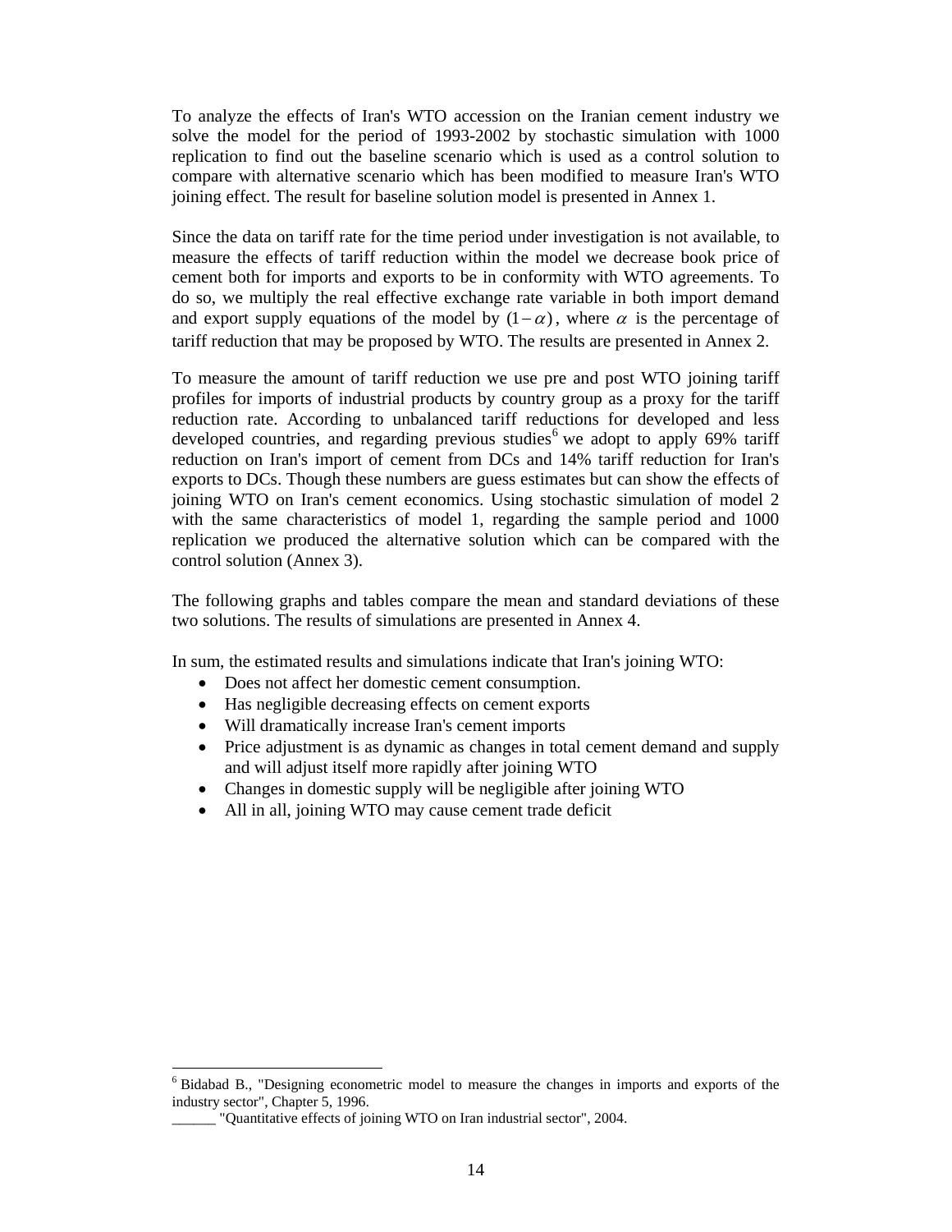To analyze the effects of Iran's WTO accession on the Iranian cement industry we solve the model for the period of 1993-2002 by stochastic simulation with 1000 replication to find out the baseline scenario which is used as a control solution to compare with alternative scenario which has been modified to measure Iran's WTO joining effect. The result for baseline solution model is presented in Annex 1.

Since the data on tariff rate for the time period under investigation is not available, to measure the effects of tariff reduction within the model we decrease book price of cement both for imports and exports to be in conformity with WTO agreements. To do so, we multiply the real effective exchange rate variable in both import demand and export supply equations of the model by $(1-\alpha)$, where $\alpha$ is the percentage of tariff reduction that may be proposed by WTO. The results are presented in Annex 2.

To measure the amount of tariff reduction we use pre and post WTO joining tariff profiles for imports of industrial products by country group as a proxy for the tariff reduction rate. According to unbalanced tariff reductions for developed and less developed countries, and regarding previous studies[6] we adopt to apply 69% tariff reduction on Iran's import of cement from DCs and 14% tariff reduction for Iran's exports to DCs. Though these numbers are guess estimates but can show the effects of joining WTO on Iran's cement economics. Using stochastic simulation of model 2 with the same characteristics of model 1, regarding the sample period and 1000 replication we produced the alternative solution which can be compared with the control solution (Annex 3).

The following graphs and tables compare the mean and standard deviations of these two solutions. The results of simulations are presented in Annex 4.

In sum, the estimated results and simulations indicate that Iran's joining WTO:

- Does not affect her domestic cement consumption.
- Has negligible decreasing effects on cement exports
- Will dramatically increase Iran's cement imports
- Price adjustment is as dynamic as changes in total cement demand and supply and will adjust itself more rapidly after joining WTO
- Changes in domestic supply will be negligible after joining WTO
- All in all, joining WTO may cause cement trade deficit

---

[6] Bidabad B., "Designing econometric model to measure the changes in imports and exports of the industry sector", Chapter 5, 1996.

______ "Quantitative effects of joining WTO on Iran industrial sector", 2004.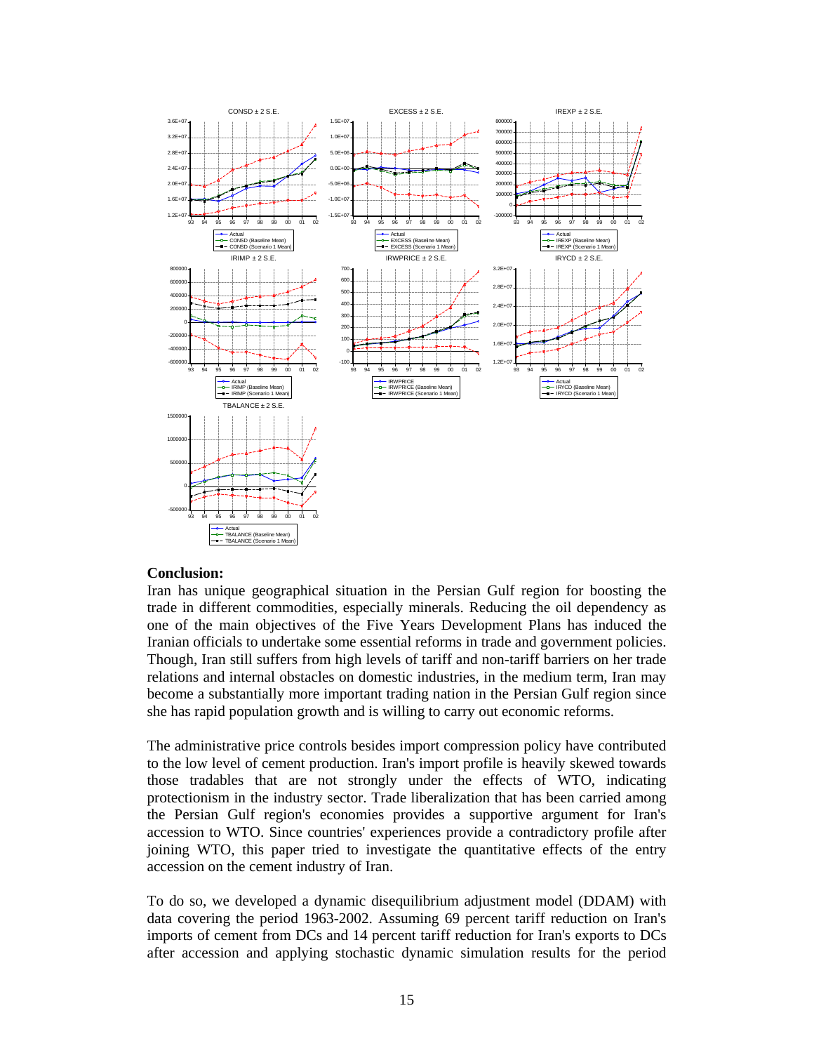**Conclusion:**

Iran has unique geographical situation in the Persian Gulf region for boosting the trade in different commodities, especially minerals. Reducing the oil dependency as one of the main objectives of the Five Years Development Plans has induced the Iranian officials to undertake some essential reforms in trade and government policies. Though, Iran still suffers from high levels of tariff and non-tariff barriers on her trade relations and internal obstacles on domestic industries, in the medium term, Iran may become a substantially more important trading nation in the Persian Gulf region since she has rapid population growth and is willing to carry out economic reforms.

The administrative price controls besides import compression policy have contributed to the low level of cement production. Iran's import profile is heavily skewed towards those tradables that are not strongly under the effects of WTO, indicating protectionism in the industry sector. Trade liberalization that has been carried among the Persian Gulf region's economies provides a supportive argument for Iran's accession to WTO. Since countries' experiences provide a contradictory profile after joining WTO, this paper tried to investigate the quantitative effects of the entry accession on the cement industry of Iran.

To do so, we developed a dynamic disequilibrium adjustment model (DDAM) with data covering the period 1963-2002. Assuming 69 percent tariff reduction on Iran's imports of cement from DCs and 14 percent tariff reduction for Iran's exports to DCs after accession and applying stochastic dynamic simulation results for the period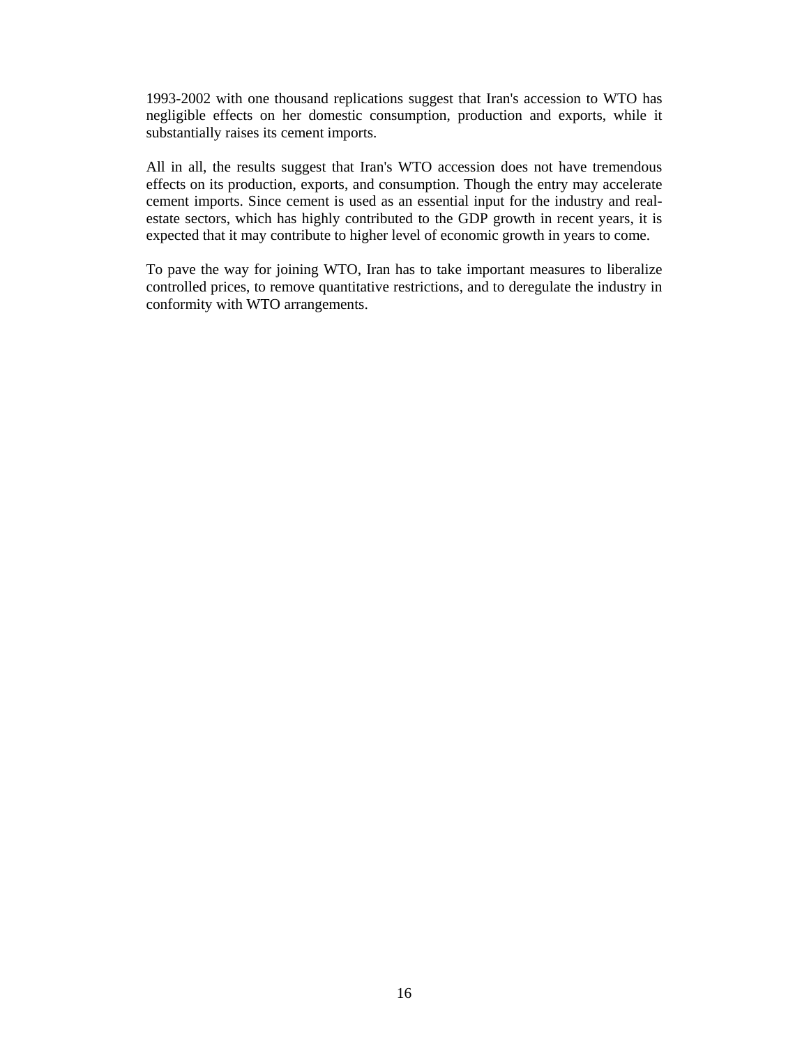1993-2002 with one thousand replications suggest that Iran's accession to WTO has negligible effects on her domestic consumption, production and exports, while it substantially raises its cement imports.

All in all, the results suggest that Iran's WTO accession does not have tremendous effects on its production, exports, and consumption. Though the entry may accelerate cement imports. Since cement is used as an essential input for the industry and real-estate sectors, which has highly contributed to the GDP growth in recent years, it is expected that it may contribute to higher level of economic growth in years to come.

To pave the way for joining WTO, Iran has to take important measures to liberalize controlled prices, to remove quantitative restrictions, and to deregulate the industry in conformity with WTO arrangements.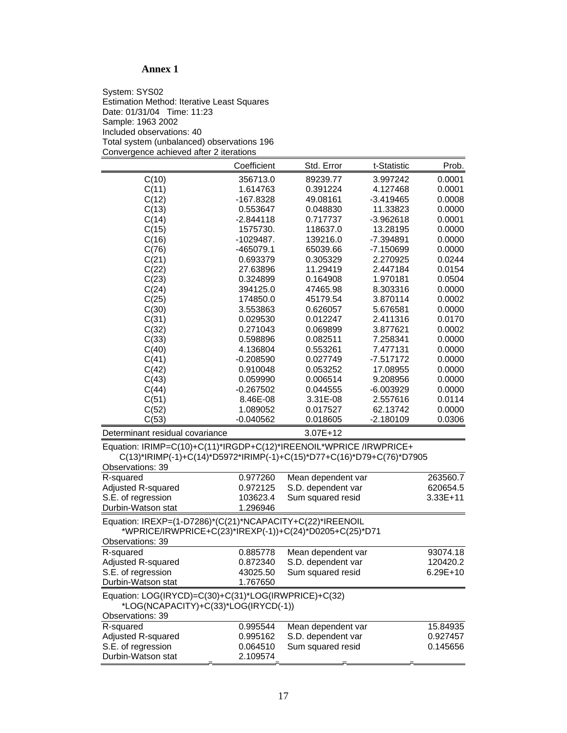# Annex 1

System: SYS02
Estimation Method: Iterative Least Squares
Date: 01/31/04 Time: 11:23
Sample: 1963 2002
Included observations: 40
Total system (unbalanced) observations 196
Convergence achieved after 2 iterations

| | Coefficient | Std. Error | t-Statistic | Prob. |
|---|---|---|---|---|
| C(10) | 356713.0 | 89239.77 | 3.997242 | 0.0001 |
| C(11) | 1.614763 | 0.391224 | 4.127468 | 0.0001 |
| C(12) | -167.8328 | 49.08161 | -3.419465 | 0.0008 |
| C(13) | 0.553647 | 0.048830 | 11.33823 | 0.0000 |
| C(14) | -2.844118 | 0.717737 | -3.962618 | 0.0001 |
| C(15) | 1575730. | 118637.0 | 13.28195 | 0.0000 |
| C(16) | -1029487. | 139216.0 | -7.394891 | 0.0000 |
| C(76) | -465079.1 | 65039.66 | -7.150699 | 0.0000 |
| C(21) | 0.693379 | 0.305329 | 2.270925 | 0.0244 |
| C(22) | 27.63896 | 11.29419 | 2.447184 | 0.0154 |
| C(23) | 0.324899 | 0.164908 | 1.970181 | 0.0504 |
| C(24) | 394125.0 | 47465.98 | 8.303316 | 0.0000 |
| C(25) | 174850.0 | 45179.54 | 3.870114 | 0.0002 |
| C(30) | 3.553863 | 0.626057 | 5.676581 | 0.0000 |
| C(31) | 0.029530 | 0.012247 | 2.411316 | 0.0170 |
| C(32) | 0.271043 | 0.069899 | 3.877621 | 0.0002 |
| C(33) | 0.598896 | 0.082511 | 7.258341 | 0.0000 |
| C(40) | 4.136804 | 0.553261 | 7.477131 | 0.0000 |
| C(41) | -0.208590 | 0.027749 | -7.517172 | 0.0000 |
| C(42) | 0.910048 | 0.053252 | 17.08955 | 0.0000 |
| C(43) | 0.059990 | 0.006514 | 9.208956 | 0.0000 |
| C(44) | -0.267502 | 0.044555 | -6.003929 | 0.0000 |
| C(51) | 8.46E-08 | 3.31E-08 | 2.557616 | 0.0114 |
| C(52) | 1.089052 | 0.017527 | 62.13742 | 0.0000 |
| C(53) | -0.040562 | 0.018605 | -2.180109 | 0.0306 |
| Determinant residual covariance | | 3.07E+12 | | |

Equation: IRIMP=C(10)+C(11)*IRGDP+C(12)*IREENOIL*WPRICE /IRWPRICE+
C(13)*IRIMP(-1)+C(14)*D5972*IRIMP(-1)+C(15)*D77+C(16)*D79+C(76)*D7905
Observations: 39

| | | | |
|---|---|---|---|
| R-squared | 0.977260 | Mean dependent var | 263560.7 |
| Adjusted R-squared | 0.972125 | S.D. dependent var | 620654.5 |
| S.E. of regression | 103623.4 | Sum squared resid | 3.33E+11 |
| Durbin-Watson stat | 1.296946 | | |

Equation: IREXP=(1-D7286)*(C(21)*NCAPACITY+C(22)*IREENOIL
*WPRICE/IRWPRICE+C(23)*IREXP(-1))+C(24)*D0205+C(25)*D71
Observations: 39

| | | | |
|---|---|---|---|
| R-squared | 0.885778 | Mean dependent var | 93074.18 |
| Adjusted R-squared | 0.872340 | S.D. dependent var | 120420.2 |
| S.E. of regression | 43025.50 | Sum squared resid | 6.29E+10 |
| Durbin-Watson stat | 1.767650 | | |

Equation: LOG(IRYCD)=C(30)+C(31)*LOG(IRWPRICE)+C(32)
*LOG(NCAPACITY)+C(33)*LOG(IRYCD(-1))
Observations: 39

| | | | |
|---|---|---|---|
| R-squared | 0.995544 | Mean dependent var | 15.84935 |
| Adjusted R-squared | 0.995162 | S.D. dependent var | 0.927457 |
| S.E. of regression | 0.064510 | Sum squared resid | 0.145656 |
| Durbin-Watson stat | 2.109574 | | |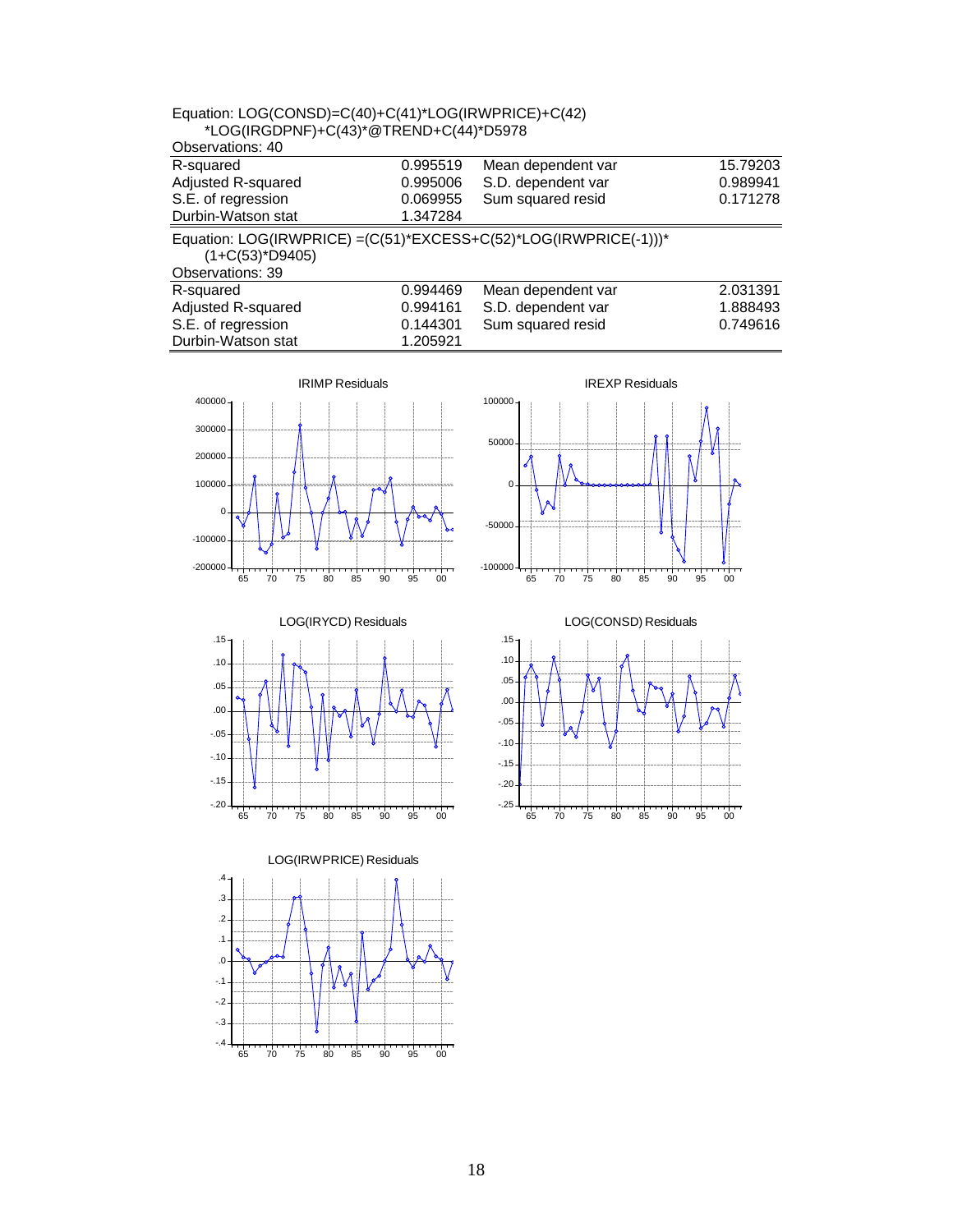Equation: LOG(CONSD)=C(40)+C(41)*LOG(IRWPRICE)+C(42)*LOG(IRGDPNF)+C(43)*@TREND+C(44)*D5978

Observations: 40

| | | | |
|---|---|---|---|
| R-squared | 0.995519 | Mean dependent var | 15.79203 |
| Adjusted R-squared | 0.995006 | S.D. dependent var | 0.989941 |
| S.E. of regression | 0.069955 | Sum squared resid | 0.171278 |
| Durbin-Watson stat | 1.347284 | | |

Equation: LOG(IRWPRICE) =(C(51)*EXCESS+C(52)*LOG(IRWPRICE(-1)))*(1+C(53)*D9405)

Observations: 39

| | | | |
|---|---|---|---|
| R-squared | 0.994469 | Mean dependent var | 2.031391 |
| Adjusted R-squared | 0.994161 | S.D. dependent var | 1.888493 |
| S.E. of regression | 0.144301 | Sum squared resid | 0.749616 |
| Durbin-Watson stat | 1.205921 | | |

IRIMP Residuals

IREXP Residuals

LOG(IRYCD) Residuals

LOG(CONSD) Residuals

LOG(IRWPRICE) Residuals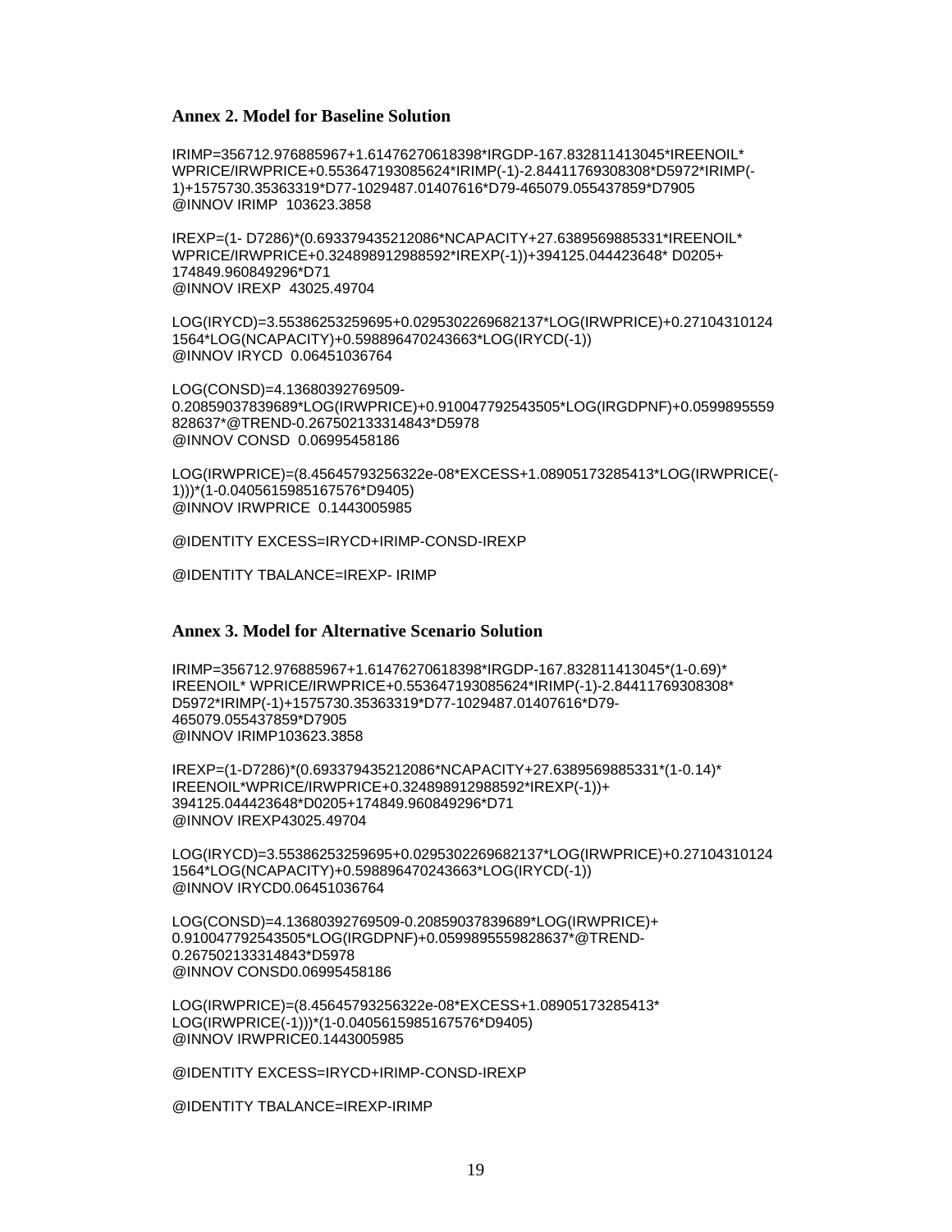## Annex 2. Model for Baseline Solution

```
IRIMP=356712.976885967+1.61476270618398*IRGDP-167.832811413045*IREENOIL*
WPRICE/IRWPRICE+0.553647193085624*IRIMP(-1)-2.84411769308308*D5972*IRIMP(-
1)+1575730.35363319*D77-1029487.01407616*D79-465079.055437859*D7905
@INNOV IRIMP  103623.3858
```

```
IREXP=(1- D7286)*(0.693379435212086*NCAPACITY+27.6389569885331*IREENOIL*
WPRICE/IRWPRICE+0.324898912988592*IREXP(-1))+394125.044423648* D0205+
174849.960849296*D71
@INNOV IREXP  43025.49704
```

```
LOG(IRYCD)=3.55386253259695+0.0295302269682137*LOG(IRWPRICE)+0.27104310124
1564*LOG(NCAPACITY)+0.598896470243663*LOG(IRYCD(-1))
@INNOV IRYCD  0.06451036764
```

```
LOG(CONSD)=4.13680392769509-
0.20859037839689*LOG(IRWPRICE)+0.910047792543505*LOG(IRGDPNF)+0.0599895559
828637*@TREND-0.267502133314843*D5978
@INNOV CONSD  0.06995458186
```

```
LOG(IRWPRICE)=(8.45645793256322e-08*EXCESS+1.08905173285413*LOG(IRWPRICE(-
1)))*(1-0.0405615985167576*D9405)
@INNOV IRWPRICE  0.1443005985
```

```
@IDENTITY EXCESS=IRYCD+IRIMP-CONSD-IREXP
```

```
@IDENTITY TBALANCE=IREXP- IRIMP
```

## Annex 3. Model for Alternative Scenario Solution

```
IRIMP=356712.976885967+1.61476270618398*IRGDP-167.832811413045*(1-0.69)*
IREENOIL* WPRICE/IRWPRICE+0.553647193085624*IRIMP(-1)-2.84411769308308*
D5972*IRIMP(-1)+1575730.35363319*D77-1029487.01407616*D79-
465079.055437859*D7905
@INNOV IRIMP103623.3858
```

```
IREXP=(1-D7286)*(0.693379435212086*NCAPACITY+27.6389569885331*(1-0.14)*
IREENOIL*WPRICE/IRWPRICE+0.324898912988592*IREXP(-1))+
394125.044423648*D0205+174849.960849296*D71
@INNOV IREXP43025.49704
```

```
LOG(IRYCD)=3.55386253259695+0.0295302269682137*LOG(IRWPRICE)+0.27104310124
1564*LOG(NCAPACITY)+0.598896470243663*LOG(IRYCD(-1))
@INNOV IRYCD0.06451036764
```

```
LOG(CONSD)=4.13680392769509-0.20859037839689*LOG(IRWPRICE)+
0.910047792543505*LOG(IRGDPNF)+0.0599895559828637*@TREND-
0.267502133314843*D5978
@INNOV CONSD0.06995458186
```

```
LOG(IRWPRICE)=(8.45645793256322e-08*EXCESS+1.08905173285413*
LOG(IRWPRICE(-1)))*(1-0.0405615985167576*D9405)
@INNOV IRWPRICE0.1443005985
```

```
@IDENTITY EXCESS=IRYCD+IRIMP-CONSD-IREXP
```

```
@IDENTITY TBALANCE=IREXP-IRIMP
```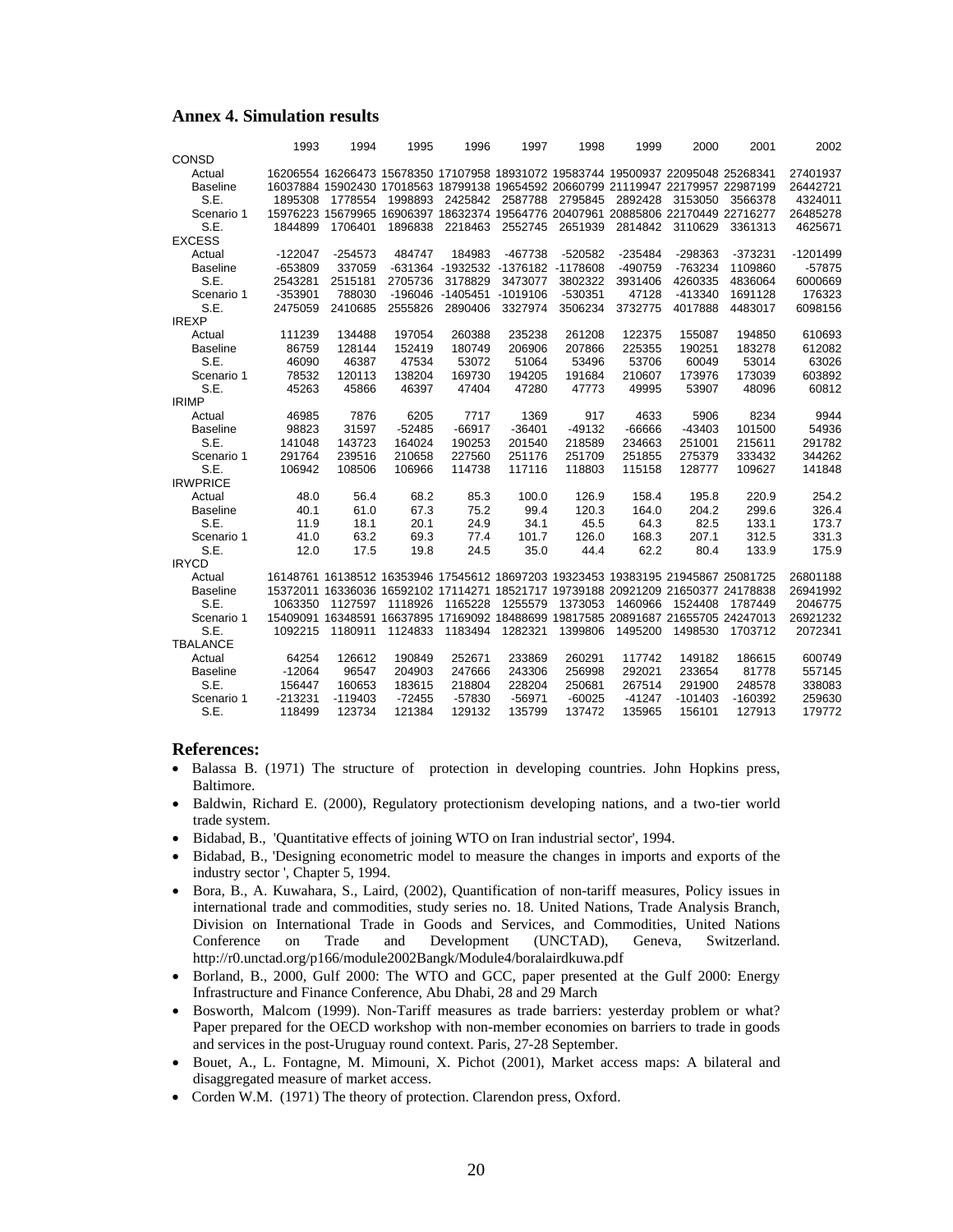## Annex 4. Simulation results

| | 1993 | 1994 | 1995 | 1996 | 1997 | 1998 | 1999 | 2000 | 2001 | 2002 |
|---|---|---|---|---|---|---|---|---|---|---|
| CONSD | | | | | | | | | | |
| Actual | 16206554 | 16266473 | 15678350 | 17107958 | 18931072 | 19583744 | 19500937 | 22095048 | 25268341 | 27401937 |
| Baseline | 16037884 | 15902430 | 17018563 | 18799138 | 19654592 | 20660799 | 21119947 | 22179957 | 22987199 | 26442721 |
| S.E. | 1895308 | 1778554 | 1998893 | 2425842 | 2587788 | 2795845 | 2892428 | 3153050 | 3566378 | 4324011 |
| Scenario 1 | 15976223 | 15679965 | 16906397 | 18632374 | 19564776 | 20407961 | 20885806 | 22170449 | 22716277 | 26485278 |
| S.E. | 1844899 | 1706401 | 1896838 | 2218463 | 2552745 | 2651939 | 2814842 | 3110629 | 3361313 | 4625671 |
| EXCESS | | | | | | | | | | |
| Actual | -122047 | -254573 | 484747 | 184983 | -467738 | -520582 | -235484 | -298363 | -373231 | -1201499 |
| Baseline | -653809 | 337059 | -631364 | -1932532 | -1376182 | -1178608 | -490759 | -763234 | 1109860 | -57875 |
| S.E. | 2543281 | 2515181 | 2705736 | 3178829 | 3473077 | 3802322 | 3931406 | 4260335 | 4836064 | 6000669 |
| Scenario 1 | -353901 | 788030 | -196046 | -1405451 | -1019106 | -530351 | 47128 | -413340 | 1691128 | 176323 |
| S.E. | 2475059 | 2410685 | 2555826 | 2890406 | 3327974 | 3506234 | 3732775 | 4017888 | 4483017 | 6098156 |
| IREXP | | | | | | | | | | |
| Actual | 111239 | 134488 | 197054 | 260388 | 235238 | 261208 | 122375 | 155087 | 194850 | 610693 |
| Baseline | 86759 | 128144 | 152419 | 180749 | 206906 | 207866 | 225355 | 190251 | 183278 | 612082 |
| S.E. | 46090 | 46387 | 47534 | 53072 | 51064 | 53496 | 53706 | 60049 | 53014 | 63026 |
| Scenario 1 | 78532 | 120113 | 138204 | 169730 | 194205 | 191684 | 210607 | 173976 | 173039 | 603892 |
| S.E. | 45263 | 45866 | 46397 | 47404 | 47280 | 47773 | 49995 | 53907 | 48096 | 60812 |
| IRIMP | | | | | | | | | | |
| Actual | 46985 | 7876 | 6205 | 7717 | 1369 | 917 | 4633 | 5906 | 8234 | 9944 |
| Baseline | 98823 | 31597 | -52485 | -66917 | -36401 | -49132 | -66666 | -43403 | 101500 | 54936 |
| S.E. | 141048 | 143723 | 164024 | 190253 | 201540 | 218589 | 234663 | 251001 | 215611 | 291782 |
| Scenario 1 | 291764 | 239516 | 210658 | 227560 | 251176 | 251709 | 251855 | 275379 | 333432 | 344262 |
| S.E. | 106942 | 108506 | 106966 | 114738 | 117116 | 118803 | 115158 | 128777 | 109627 | 141848 |
| IRWPRICE | | | | | | | | | | |
| Actual | 48.0 | 56.4 | 68.2 | 85.3 | 100.0 | 126.9 | 158.4 | 195.8 | 220.9 | 254.2 |
| Baseline | 40.1 | 61.0 | 67.3 | 75.2 | 99.4 | 120.3 | 164.0 | 204.2 | 299.6 | 326.4 |
| S.E. | 11.9 | 18.1 | 20.1 | 24.9 | 34.1 | 45.5 | 64.3 | 82.5 | 133.1 | 173.7 |
| Scenario 1 | 41.0 | 63.2 | 69.3 | 77.4 | 101.7 | 126.0 | 168.3 | 207.1 | 312.5 | 331.3 |
| S.E. | 12.0 | 17.5 | 19.8 | 24.5 | 35.0 | 44.4 | 62.2 | 80.4 | 133.9 | 175.9 |
| IRYCD | | | | | | | | | | |
| Actual | 16148761 | 16138512 | 16353946 | 17545612 | 18697203 | 19323453 | 19383195 | 21945867 | 25081725 | 26801188 |
| Baseline | 15372011 | 16336036 | 16592102 | 17114271 | 18521717 | 19739188 | 20921209 | 21650377 | 24178838 | 26941992 |
| S.E. | 1063350 | 1127597 | 1118926 | 1165228 | 1255579 | 1373053 | 1460966 | 1524408 | 1787449 | 2046775 |
| Scenario 1 | 15409091 | 16348591 | 16637895 | 17169092 | 18488699 | 19817585 | 20891687 | 21655705 | 24247013 | 26921232 |
| S.E. | 1092215 | 1180911 | 1124833 | 1183494 | 1282321 | 1399806 | 1495200 | 1498530 | 1703712 | 2072341 |
| TBALANCE | | | | | | | | | | |
| Actual | 64254 | 126612 | 190849 | 252671 | 233869 | 260291 | 117742 | 149182 | 186615 | 600749 |
| Baseline | -12064 | 96547 | 204903 | 247666 | 243306 | 256998 | 292021 | 233654 | 81778 | 557145 |
| S.E. | 156447 | 160653 | 183615 | 218804 | 228204 | 250681 | 267514 | 291900 | 248578 | 338083 |
| Scenario 1 | -213231 | -119403 | -72455 | -57830 | -56971 | -60025 | -41247 | -101403 | -160392 | 259630 |
| S.E. | 118499 | 123734 | 121384 | 129132 | 135799 | 137472 | 135965 | 156101 | 127913 | 179772 |

## References:

- Balassa B. (1971) The structure of protection in developing countries. John Hopkins press, Baltimore.
- Baldwin, Richard E. (2000), Regulatory protectionism developing nations, and a two-tier world trade system.
- Bidabad, B., 'Quantitative effects of joining WTO on Iran industrial sector', 1994.
- Bidabad, B., 'Designing econometric model to measure the changes in imports and exports of the industry sector ', Chapter 5, 1994.
- Bora, B., A. Kuwahara, S., Laird, (2002), Quantification of non-tariff measures, Policy issues in international trade and commodities, study series no. 18. United Nations, Trade Analysis Branch, Division on International Trade in Goods and Services, and Commodities, United Nations Conference on Trade and Development (UNCTAD), Geneva, Switzerland. http://r0.unctad.org/p166/module2002Bangk/Module4/boralairdkuwa.pdf
- Borland, B., 2000, Gulf 2000: The WTO and GCC, paper presented at the Gulf 2000: Energy Infrastructure and Finance Conference, Abu Dhabi, 28 and 29 March
- Bosworth, Malcom (1999). Non-Tariff measures as trade barriers: yesterday problem or what? Paper prepared for the OECD workshop with non-member economies on barriers to trade in goods and services in the post-Uruguay round context. Paris, 27-28 September.
- Bouet, A., L. Fontagne, M. Mimouni, X. Pichot (2001), Market access maps: A bilateral and disaggregated measure of market access.
- Corden W.M. (1971) The theory of protection. Clarendon press, Oxford.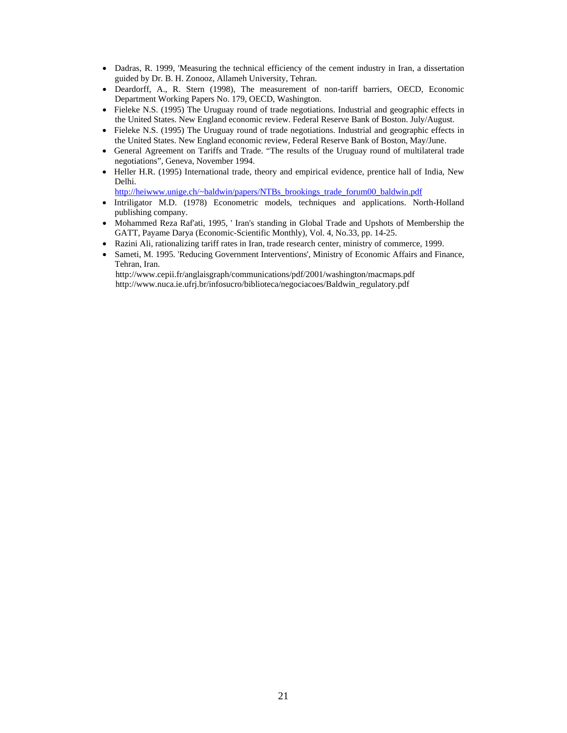- Dadras, R. 1999, 'Measuring the technical efficiency of the cement industry in Iran, a dissertation guided by Dr. B. H. Zonooz, Allameh University, Tehran.
- Deardorff, A., R. Stern (1998), The measurement of non-tariff barriers, OECD, Economic Department Working Papers No. 179, OECD, Washington.
- Fieleke N.S. (1995) The Uruguay round of trade negotiations. Industrial and geographic effects in the United States. New England economic review. Federal Reserve Bank of Boston. July/August.
- Fieleke N.S. (1995) The Uruguay round of trade negotiations. Industrial and geographic effects in the United States. New England economic review, Federal Reserve Bank of Boston, May/June.
- General Agreement on Tariffs and Trade. "The results of the Uruguay round of multilateral trade negotiations", Geneva, November 1994.
- Heller H.R. (1995) International trade, theory and empirical evidence, prentice hall of India, New Delhi.
  http://heiwww.unige.ch/~baldwin/papers/NTBs_brookings_trade_forum00_baldwin.pdf
- Intriligator M.D. (1978) Econometric models, techniques and applications. North-Holland publishing company.
- Mohammed Reza Raf'ati, 1995, ' Iran's standing in Global Trade and Upshots of Membership the GATT, Payame Darya (Economic-Scientific Monthly), Vol. 4, No.33, pp. 14-25.
- Razini Ali, rationalizing tariff rates in Iran, trade research center, ministry of commerce, 1999.
- Sameti, M. 1995. 'Reducing Government Interventions', Ministry of Economic Affairs and Finance, Tehran, Iran.
  http://www.cepii.fr/anglaisgraph/communications/pdf/2001/washington/macmaps.pdf
  http://www.nuca.ie.ufrj.br/infosucro/biblioteca/negociacoes/Baldwin_regulatory.pdf